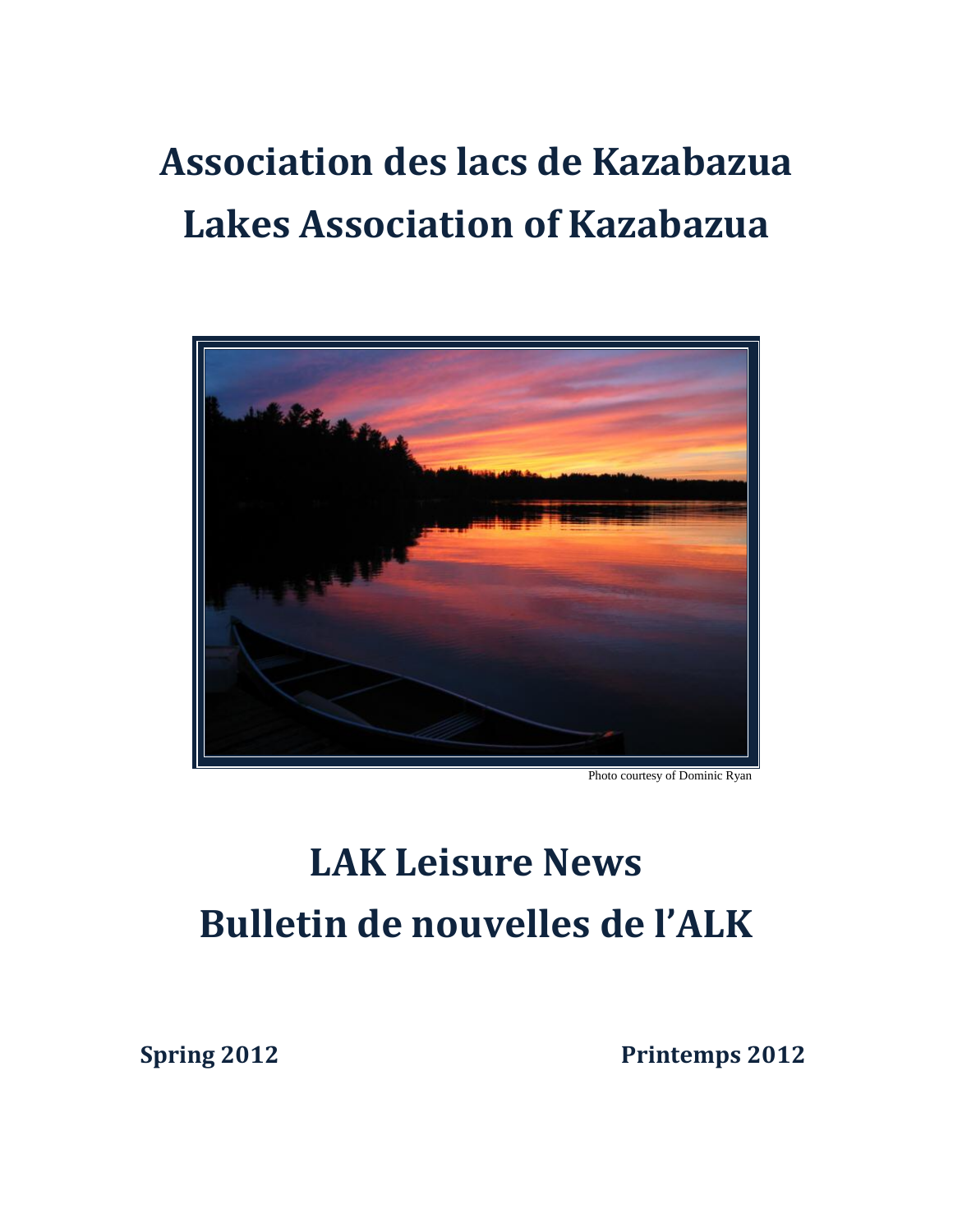# Association des lacs de Kazabazua
# Lakes Association of Kazabazua

Photo courtesy of Dominic Ryan

# LAK Leisure News
# Bulletin de nouvelles de l'ALK

**Spring 2012** **Printemps 2012**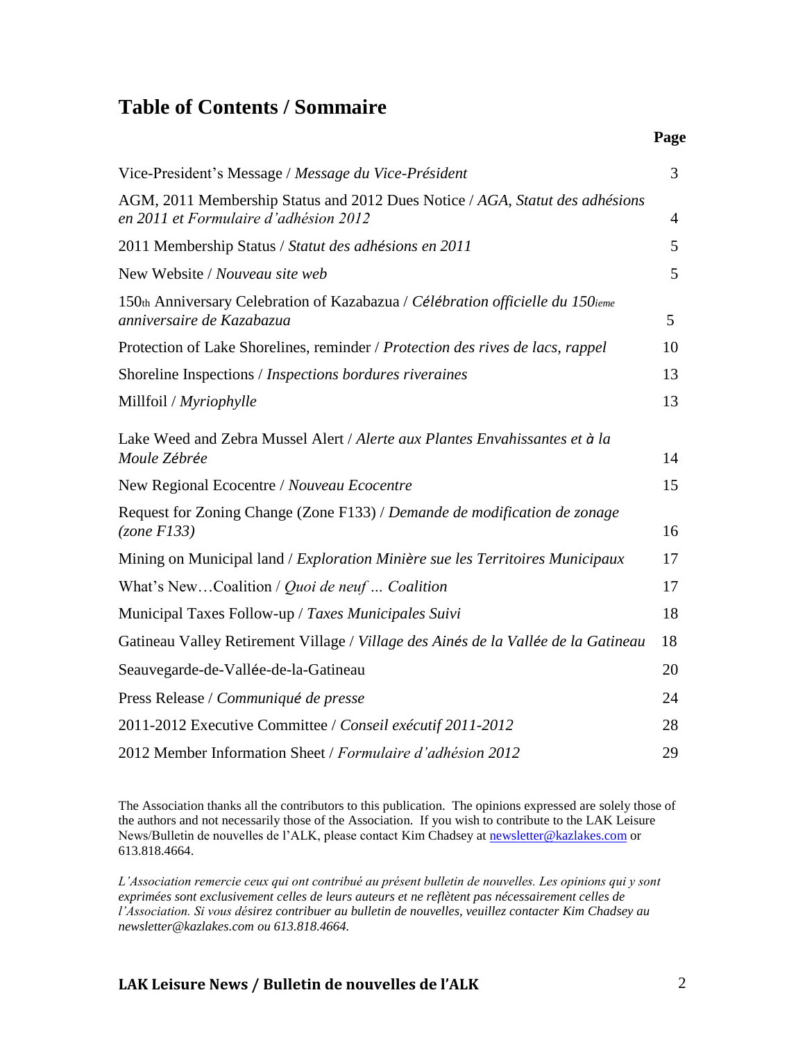# Table of Contents / Sommaire

| | Page |
|---|---|
| Vice-President's Message / *Message du Vice-Président* | 3 |
| AGM, 2011 Membership Status and 2012 Dues Notice / *AGA, Statut des adhésions en 2011 et Formulaire d'adhésion 2012* | 4 |
| 2011 Membership Status / *Statut des adhésions en 2011* | 5 |
| New Website / *Nouveau site web* | 5 |
| 150th Anniversary Celebration of Kazabazua / *Célébration officielle du 150ieme anniversaire de Kazabazua* | 5 |
| Protection of Lake Shorelines, reminder / *Protection des rives de lacs, rappel* | 10 |
| Shoreline Inspections / *Inspections bordures riveraines* | 13 |
| Millfoil / *Myriophylle* | 13 |
| Lake Weed and Zebra Mussel Alert / *Alerte aux Plantes Envahissantes et à la Moule Zébrée* | 14 |
| New Regional Ecocentre / *Nouveau Ecocentre* | 15 |
| Request for Zoning Change (Zone F133) / *Demande de modification de zonage (zone F133)* | 16 |
| Mining on Municipal land / *Exploration Minière sue les Territoires Municipaux* | 17 |
| What's New…Coalition / *Quoi de neuf … Coalition* | 17 |
| Municipal Taxes Follow-up / *Taxes Municipales Suivi* | 18 |
| Gatineau Valley Retirement Village / *Village des Ainés de la Vallée de la Gatineau* | 18 |
| Seauvegarde-de-Vallée-de-la-Gatineau | 20 |
| Press Release / *Communiqué de presse* | 24 |
| 2011-2012 Executive Committee / *Conseil exécutif 2011-2012* | 28 |
| 2012 Member Information Sheet / *Formulaire d'adhésion 2012* | 29 |

The Association thanks all the contributors to this publication. The opinions expressed are solely those of the authors and not necessarily those of the Association. If you wish to contribute to the LAK Leisure News/Bulletin de nouvelles de l'ALK, please contact Kim Chadsey at newsletter@kazlakes.com or 613.818.4664.

*L'Association remercie ceux qui ont contribué au présent bulletin de nouvelles. Les opinions qui y sont exprimées sont exclusivement celles de leurs auteurs et ne reflètent pas nécessairement celles de l'Association. Si vous désirez contribuer au bulletin de nouvelles, veuillez contacter Kim Chadsey au newsletter@kazlakes.com ou 613.818.4664.*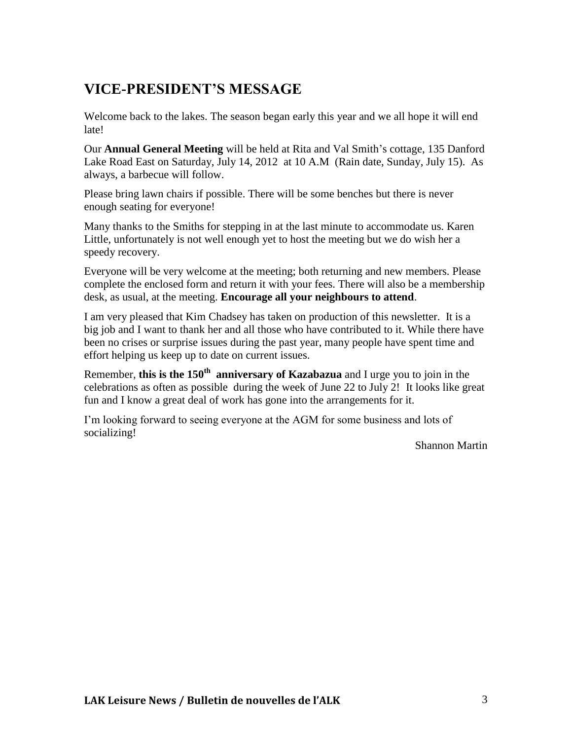## VICE-PRESIDENT'S MESSAGE

Welcome back to the lakes. The season began early this year and we all hope it will end late!

Our **Annual General Meeting** will be held at Rita and Val Smith's cottage, 135 Danford Lake Road East on Saturday, July 14, 2012 at 10 A.M (Rain date, Sunday, July 15). As always, a barbecue will follow.

Please bring lawn chairs if possible. There will be some benches but there is never enough seating for everyone!

Many thanks to the Smiths for stepping in at the last minute to accommodate us. Karen Little, unfortunately is not well enough yet to host the meeting but we do wish her a speedy recovery.

Everyone will be very welcome at the meeting; both returning and new members. Please complete the enclosed form and return it with your fees. There will also be a membership desk, as usual, at the meeting. **Encourage all your neighbours to attend**.

I am very pleased that Kim Chadsey has taken on production of this newsletter. It is a big job and I want to thank her and all those who have contributed to it. While there have been no crises or surprise issues during the past year, many people have spent time and effort helping us keep up to date on current issues.

Remember, **this is the 150th anniversary of Kazabazua** and I urge you to join in the celebrations as often as possible during the week of June 22 to July 2! It looks like great fun and I know a great deal of work has gone into the arrangements for it.

I'm looking forward to seeing everyone at the AGM for some business and lots of socializing!

Shannon Martin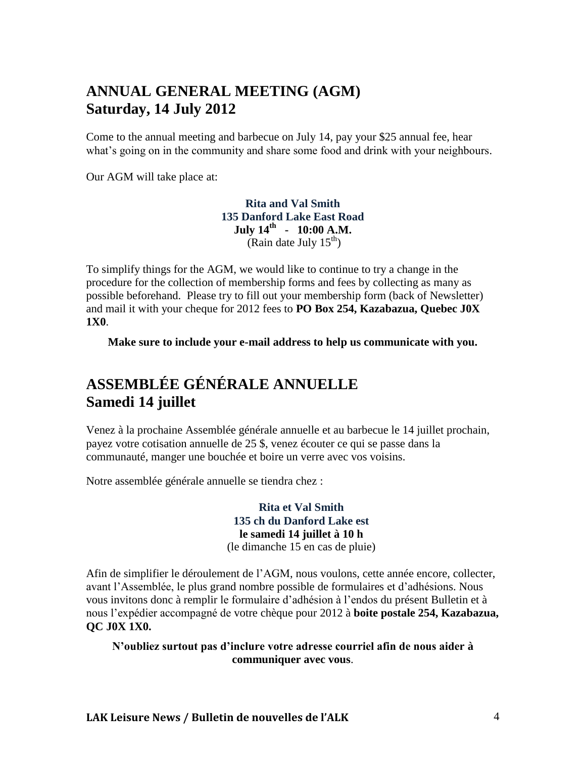# ANNUAL GENERAL MEETING (AGM)
# Saturday, 14 July 2012

Come to the annual meeting and barbecue on July 14, pay your $25 annual fee, hear what's going on in the community and share some food and drink with your neighbours.

Our AGM will take place at:

**Rita and Val Smith**
**135 Danford Lake East Road**
**July 14th - 10:00 A.M.**
(Rain date July 15th)

To simplify things for the AGM, we would like to continue to try a change in the procedure for the collection of membership forms and fees by collecting as many as possible beforehand. Please try to fill out your membership form (back of Newsletter) and mail it with your cheque for 2012 fees to **PO Box 254, Kazabazua, Quebec J0X 1X0**.

**Make sure to include your e-mail address to help us communicate with you.**

# ASSEMBLÉE GÉNÉRALE ANNUELLE
# Samedi 14 juillet

Venez à la prochaine Assemblée générale annuelle et au barbecue le 14 juillet prochain, payez votre cotisation annuelle de 25 $, venez écouter ce qui se passe dans la communauté, manger une bouchée et boire un verre avec vos voisins.

Notre assemblée générale annuelle se tiendra chez :

**Rita et Val Smith**
**135 ch du Danford Lake est**
**le samedi 14 juillet à 10 h**
(le dimanche 15 en cas de pluie)

Afin de simplifier le déroulement de l'AGM, nous voulons, cette année encore, collecter, avant l'Assemblée, le plus grand nombre possible de formulaires et d'adhésions. Nous vous invitons donc à remplir le formulaire d'adhésion à l'endos du présent Bulletin et à nous l'expédier accompagné de votre chèque pour 2012 à **boite postale 254, Kazabazua, QC J0X 1X0.**

**N'oubliez surtout pas d'inclure votre adresse courriel afin de nous aider à communiquer avec vous**.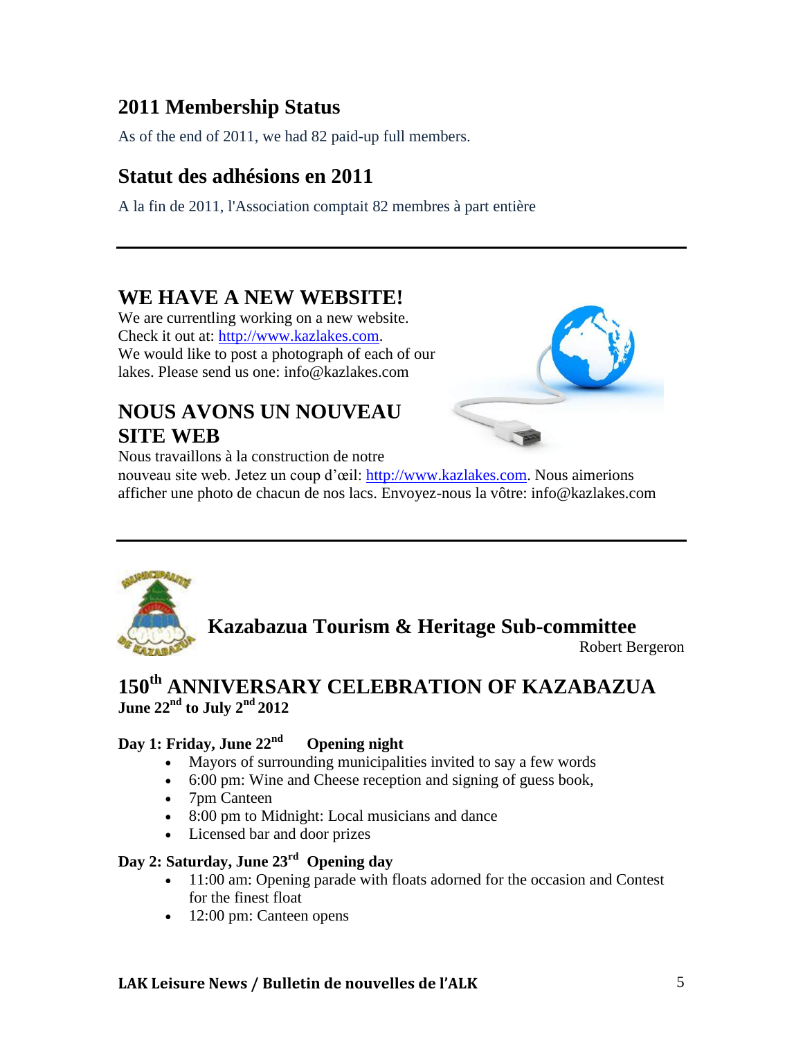## 2011 Membership Status

As of the end of 2011, we had 82 paid-up full members.

## Statut des adhésions en 2011

A la fin de 2011, l'Association comptait 82 membres à part entière

---

## WE HAVE A NEW WEBSITE!

We are currentling working on a new website.
Check it out at: [http://www.kazlakes.com](http://www.kazlakes.com).
We would like to post a photograph of each of our lakes. Please send us one: info@kazlakes.com

## NOUS AVONS UN NOUVEAU SITE WEB

Nous travaillons à la construction de notre nouveau site web. Jetez un coup d'œil: [http://www.kazlakes.com](http://www.kazlakes.com). Nous aimerions afficher une photo de chacun de nos lacs. Envoyez-nous la vôtre: info@kazlakes.com

---

## Kazabazua Tourism & Heritage Sub-committee

Robert Bergeron

## 150th ANNIVERSARY CELEBRATION OF KAZABAZUA

**June 22nd to July 2nd 2012**

**Day 1: Friday, June 22nd Opening night**

- Mayors of surrounding municipalities invited to say a few words
- 6:00 pm: Wine and Cheese reception and signing of guess book,
- 7pm Canteen
- 8:00 pm to Midnight: Local musicians and dance
- Licensed bar and door prizes

**Day 2: Saturday, June 23rd Opening day**

- 11:00 am: Opening parade with floats adorned for the occasion and Contest for the finest float
- 12:00 pm: Canteen opens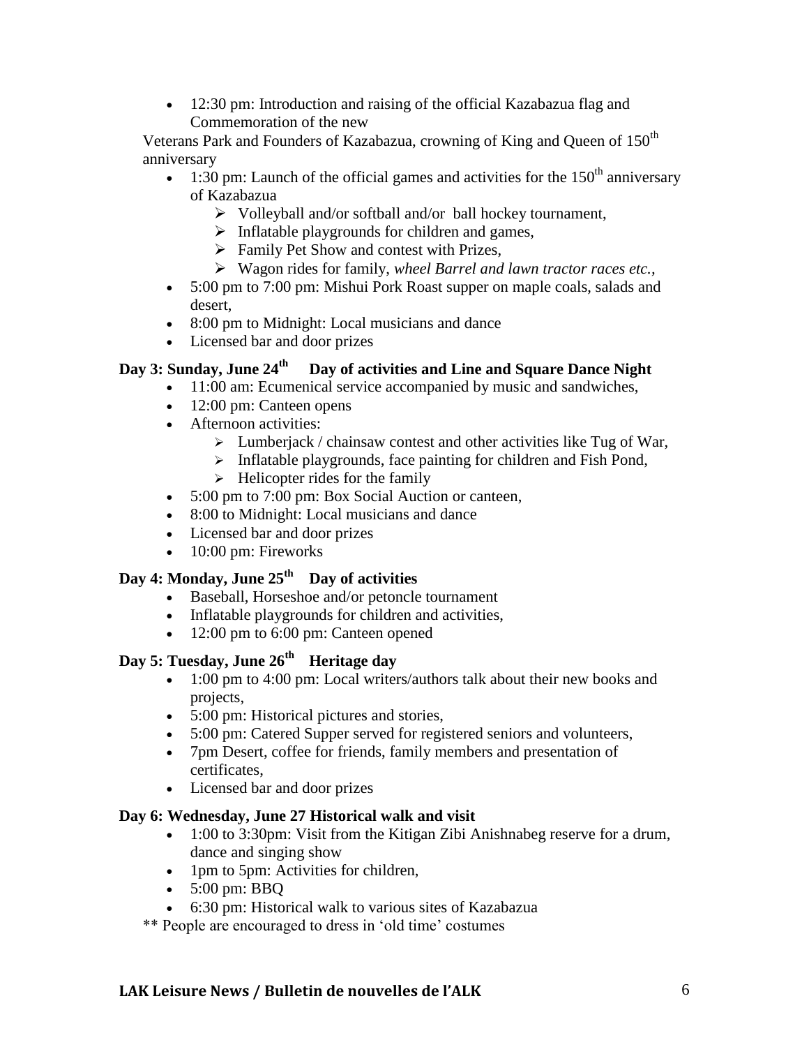- 12:30 pm: Introduction and raising of the official Kazabazua flag and Commemoration of the new

Veterans Park and Founders of Kazabazua, crowning of King and Queen of 150th anniversary

- 1:30 pm: Launch of the official games and activities for the 150th anniversary of Kazabazua
  - Volleyball and/or softball and/or ball hockey tournament,
  - Inflatable playgrounds for children and games,
  - Family Pet Show and contest with Prizes,
  - Wagon rides for family, *wheel Barrel and lawn tractor races etc.,*
- 5:00 pm to 7:00 pm: Mishui Pork Roast supper on maple coals, salads and desert,
- 8:00 pm to Midnight: Local musicians and dance
- Licensed bar and door prizes

### Day 3: Sunday, June 24th Day of activities and Line and Square Dance Night

- 11:00 am: Ecumenical service accompanied by music and sandwiches,
- 12:00 pm: Canteen opens
- Afternoon activities:
  - Lumberjack / chainsaw contest and other activities like Tug of War,
  - Inflatable playgrounds, face painting for children and Fish Pond,
  - Helicopter rides for the family
- 5:00 pm to 7:00 pm: Box Social Auction or canteen,
- 8:00 to Midnight: Local musicians and dance
- Licensed bar and door prizes
- 10:00 pm: Fireworks

### Day 4: Monday, June 25th Day of activities

- Baseball, Horseshoe and/or petoncle tournament
- Inflatable playgrounds for children and activities,
- 12:00 pm to 6:00 pm: Canteen opened

### Day 5: Tuesday, June 26th Heritage day

- 1:00 pm to 4:00 pm: Local writers/authors talk about their new books and projects,
- 5:00 pm: Historical pictures and stories,
- 5:00 pm: Catered Supper served for registered seniors and volunteers,
- 7pm Desert, coffee for friends, family members and presentation of certificates,
- Licensed bar and door prizes

### Day 6: Wednesday, June 27 Historical walk and visit

- 1:00 to 3:30pm: Visit from the Kitigan Zibi Anishnabeg reserve for a drum, dance and singing show
- 1pm to 5pm: Activities for children,
- 5:00 pm: BBQ
- 6:30 pm: Historical walk to various sites of Kazabazua

** People are encouraged to dress in 'old time' costumes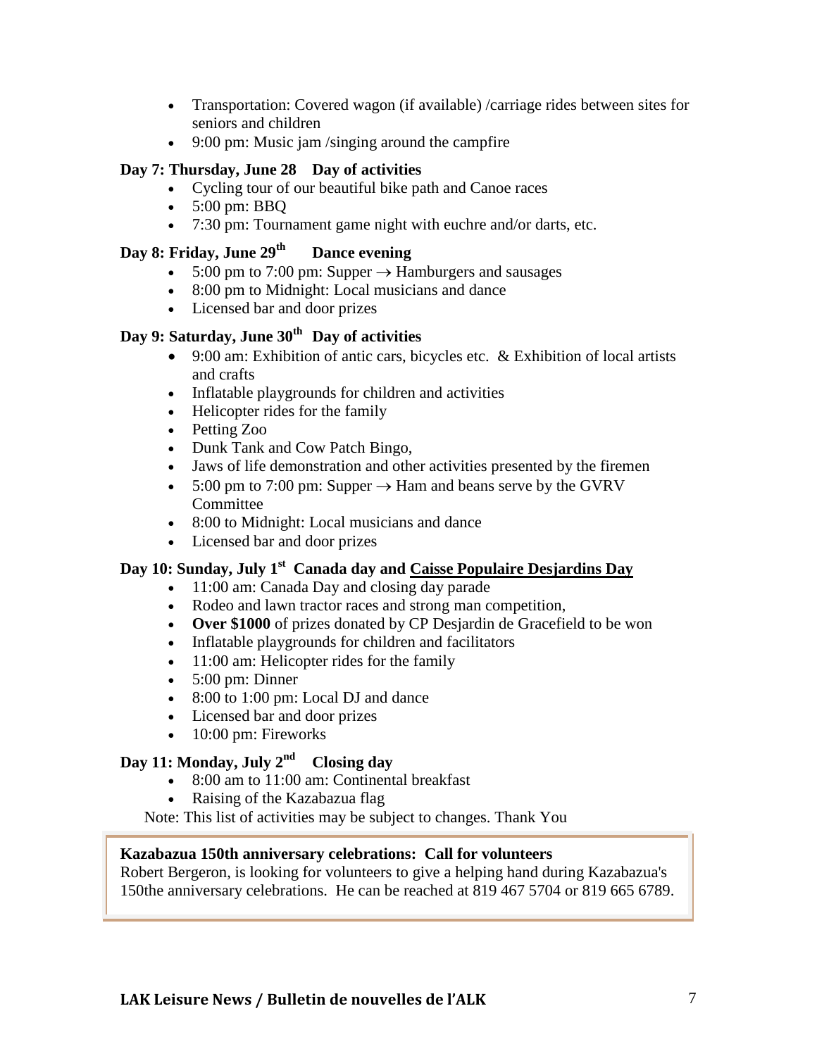- Transportation: Covered wagon (if available) /carriage rides between sites for seniors and children
- 9:00 pm: Music jam /singing around the campfire

**Day 7: Thursday, June 28 Day of activities**

- Cycling tour of our beautiful bike path and Canoe races
- 5:00 pm: BBQ
- 7:30 pm: Tournament game night with euchre and/or darts, etc.

**Day 8: Friday, June 29th Dance evening**

- 5:00 pm to 7:00 pm: Supper → Hamburgers and sausages
- 8:00 pm to Midnight: Local musicians and dance
- Licensed bar and door prizes

**Day 9: Saturday, June 30th Day of activities**

- 9:00 am: Exhibition of antic cars, bicycles etc. & Exhibition of local artists and crafts
- Inflatable playgrounds for children and activities
- Helicopter rides for the family
- Petting Zoo
- Dunk Tank and Cow Patch Bingo,
- Jaws of life demonstration and other activities presented by the firemen
- 5:00 pm to 7:00 pm: Supper → Ham and beans serve by the GVRV Committee
- 8:00 to Midnight: Local musicians and dance
- Licensed bar and door prizes

**Day 10: Sunday, July 1st Canada day and Caisse Populaire Desjardins Day**

- 11:00 am: Canada Day and closing day parade
- Rodeo and lawn tractor races and strong man competition,
- **Over $1000** of prizes donated by CP Desjardin de Gracefield to be won
- Inflatable playgrounds for children and facilitators
- 11:00 am: Helicopter rides for the family
- 5:00 pm: Dinner
- 8:00 to 1:00 pm: Local DJ and dance
- Licensed bar and door prizes
- 10:00 pm: Fireworks

**Day 11: Monday, July 2nd Closing day**

- 8:00 am to 11:00 am: Continental breakfast
- Raising of the Kazabazua flag

Note: This list of activities may be subject to changes. Thank You

**Kazabazua 150th anniversary celebrations: Call for volunteers**

Robert Bergeron, is looking for volunteers to give a helping hand during Kazabazua's 150the anniversary celebrations. He can be reached at 819 467 5704 or 819 665 6789.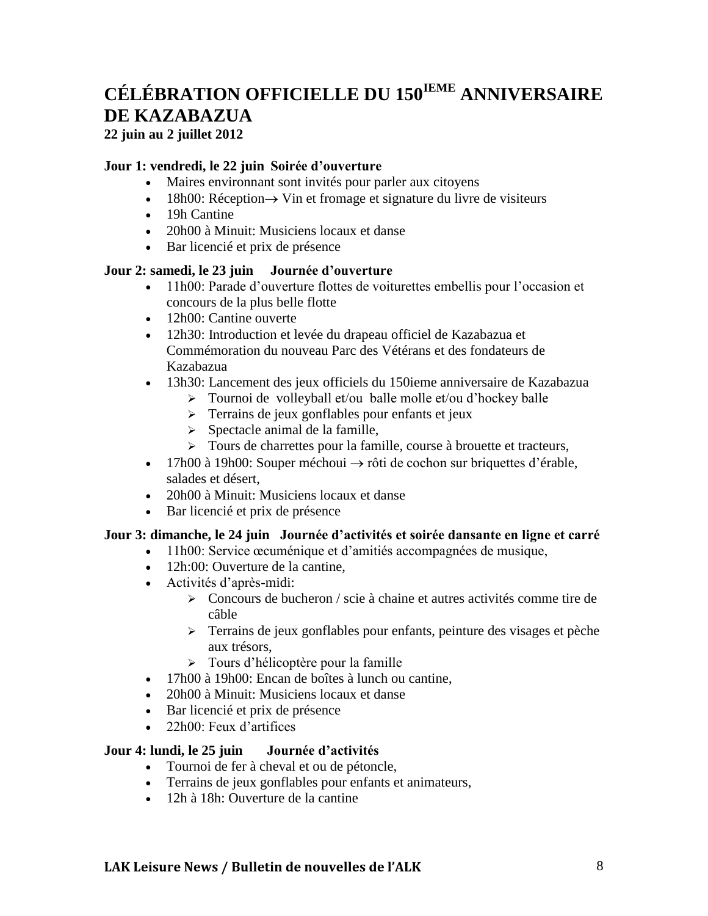# CÉLÉBRATION OFFICIELLE DU 150IEME ANNIVERSAIRE DE KAZABAZUA

**22 juin au 2 juillet 2012**

**Jour 1: vendredi, le 22 juin  Soirée d'ouverture**

- Maires environnant sont invités pour parler aux citoyens
- 18h00: Réception→ Vin et fromage et signature du livre de visiteurs
- 19h Cantine
- 20h00 à Minuit: Musiciens locaux et danse
- Bar licencié et prix de présence

**Jour 2: samedi, le 23 juin  Journée d'ouverture**

- 11h00: Parade d'ouverture flottes de voiturettes embellis pour l'occasion et concours de la plus belle flotte
- 12h00: Cantine ouverte
- 12h30: Introduction et levée du drapeau officiel de Kazabazua et Commémoration du nouveau Parc des Vétérans et des fondateurs de Kazabazua
- 13h30: Lancement des jeux officiels du 150ieme anniversaire de Kazabazua
  - Tournoi de volleyball et/ou balle molle et/ou d'hockey balle
  - Terrains de jeux gonflables pour enfants et jeux
  - Spectacle animal de la famille,
  - Tours de charrettes pour la famille, course à brouette et tracteurs,
- 17h00 à 19h00: Souper méchoui → rôti de cochon sur briquettes d'érable, salades et désert,
- 20h00 à Minuit: Musiciens locaux et danse
- Bar licencié et prix de présence

**Jour 3: dimanche, le 24 juin  Journée d'activités et soirée dansante en ligne et carré**

- 11h00: Service œcuménique et d'amitiés accompagnées de musique,
- 12h:00: Ouverture de la cantine,
- Activités d'après-midi:
  - Concours de bucheron / scie à chaine et autres activités comme tire de câble
  - Terrains de jeux gonflables pour enfants, peinture des visages et pèche aux trésors,
  - Tours d'hélicoptère pour la famille
- 17h00 à 19h00: Encan de boîtes à lunch ou cantine,
- 20h00 à Minuit: Musiciens locaux et danse
- Bar licencié et prix de présence
- 22h00: Feux d'artifices

**Jour 4: lundi, le 25 juin  Journée d'activités**

- Tournoi de fer à cheval et ou de pétoncle,
- Terrains de jeux gonflables pour enfants et animateurs,
- 12h à 18h: Ouverture de la cantine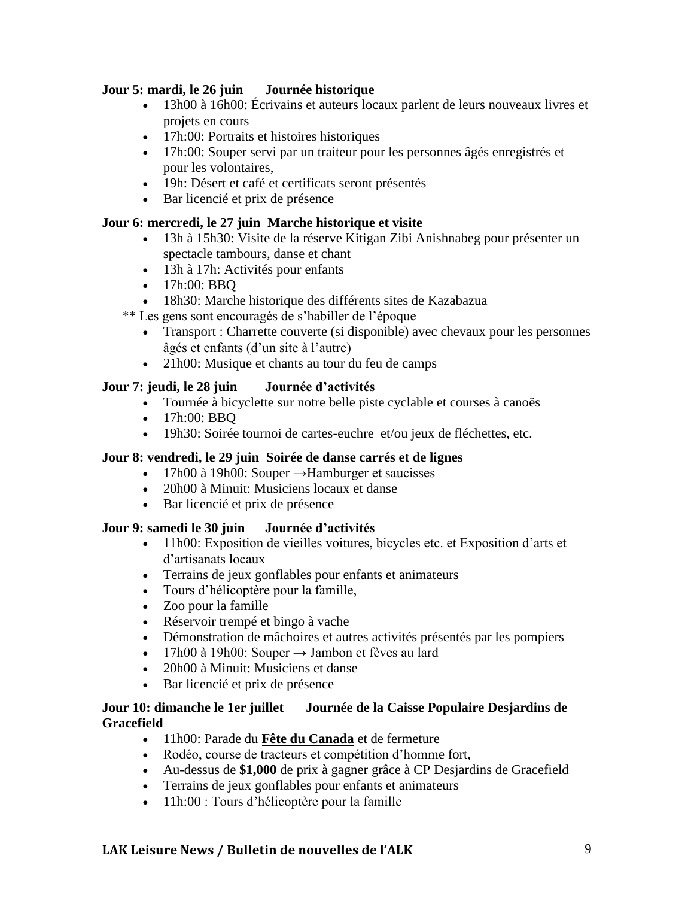**Jour 5: mardi, le 26 juin      Journée historique**

- 13h00 à 16h00: Écrivains et auteurs locaux parlent de leurs nouveaux livres et projets en cours
- 17h:00: Portraits et histoires historiques
- 17h:00: Souper servi par un traiteur pour les personnes âgés enregistrés et pour les volontaires,
- 19h: Désert et café et certificats seront présentés
- Bar licencié et prix de présence

**Jour 6: mercredi, le 27 juin  Marche historique et visite**

- 13h à 15h30: Visite de la réserve Kitigan Zibi Anishnabeg pour présenter un spectacle tambours, danse et chant
- 13h à 17h: Activités pour enfants
- 17h:00: BBQ
- 18h30: Marche historique des différents sites de Kazabazua

** Les gens sont encouragés de s'habiller de l'époque

- Transport : Charrette couverte (si disponible) avec chevaux pour les personnes âgés et enfants (d'un site à l'autre)
- 21h00: Musique et chants au tour du feu de camps

**Jour 7: jeudi, le 28 juin      Journée d'activités**

- Tournée à bicyclette sur notre belle piste cyclable et courses à canoës
- 17h:00: BBQ
- 19h30: Soirée tournoi de cartes-euchre  et/ou jeux de fléchettes, etc.

**Jour 8: vendredi, le 29 juin  Soirée de danse carrés et de lignes**

- 17h00 à 19h00: Souper →Hamburger et saucisses
- 20h00 à Minuit: Musiciens locaux et danse
- Bar licencié et prix de présence

**Jour 9: samedi le 30 juin      Journée d'activités**

- 11h00: Exposition de vieilles voitures, bicycles etc. et Exposition d'arts et d'artisanats locaux
- Terrains de jeux gonflables pour enfants et animateurs
- Tours d'hélicoptère pour la famille,
- Zoo pour la famille
- Réservoir trempé et bingo à vache
- Démonstration de mâchoires et autres activités présentés par les pompiers
- 17h00 à 19h00: Souper → Jambon et fèves au lard
- 20h00 à Minuit: Musiciens et danse
- Bar licencié et prix de présence

**Jour 10: dimanche le 1er juillet      Journée de la Caisse Populaire Desjardins de Gracefield**

- 11h00: Parade du **Fête du Canada** et de fermeture
- Rodéo, course de tracteurs et compétition d'homme fort,
- Au-dessus de **$1,000** de prix à gagner grâce à CP Desjardins de Gracefield
- Terrains de jeux gonflables pour enfants et animateurs
- 11h:00 : Tours d'hélicoptère pour la famille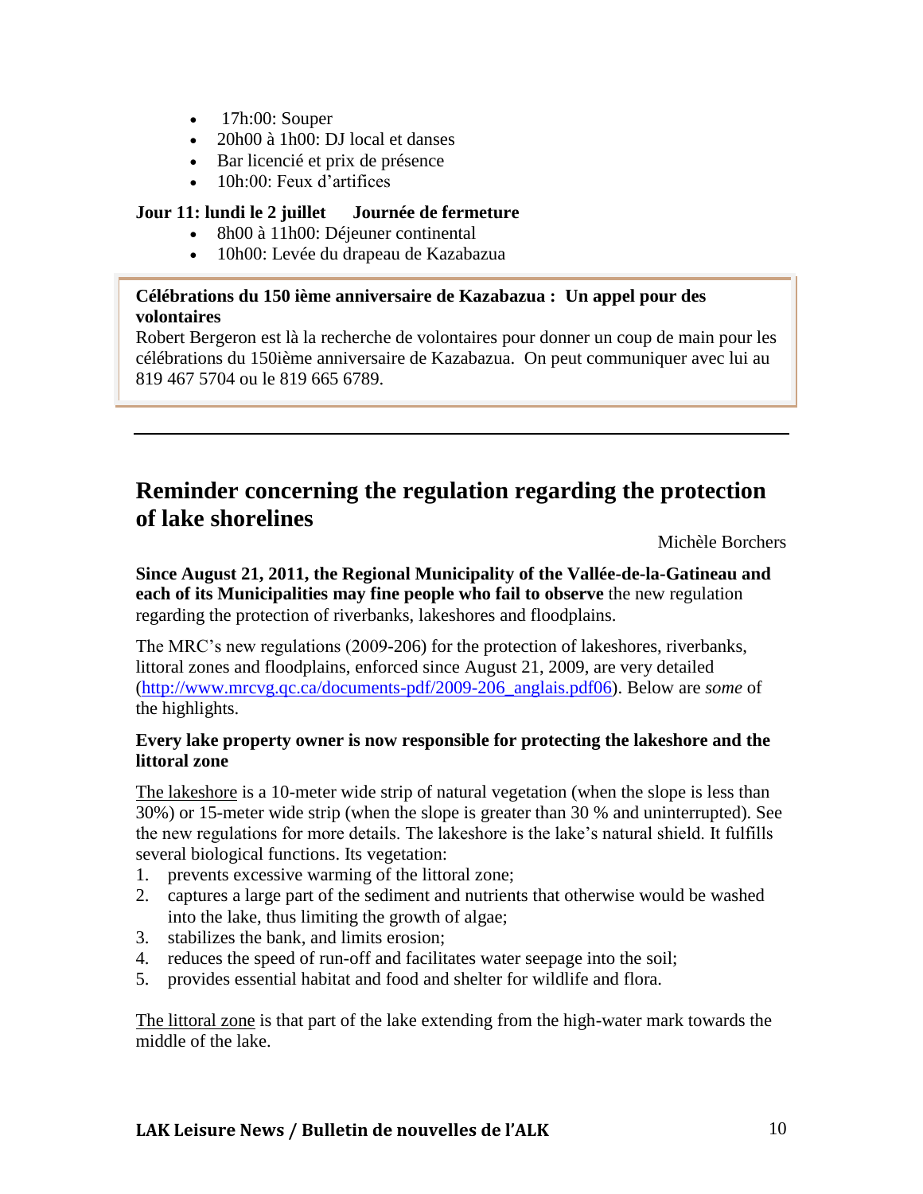- 17h:00: Souper
- 20h00 à 1h00: DJ local et danses
- Bar licencié et prix de présence
- 10h:00: Feux d'artifices

**Jour 11: lundi le 2 juillet   Journée de fermeture**

- 8h00 à 11h00: Déjeuner continental
- 10h00: Levée du drapeau de Kazabazua

**Célébrations du 150 ième anniversaire de Kazabazua : Un appel pour des volontaires**
Robert Bergeron est là la recherche de volontaires pour donner un coup de main pour les célébrations du 150ième anniversaire de Kazabazua. On peut communiquer avec lui au 819 467 5704 ou le 819 665 6789.

---

## Reminder concerning the regulation regarding the protection of lake shorelines

Michèle Borchers

**Since August 21, 2011, the Regional Municipality of the Vallée-de-la-Gatineau and each of its Municipalities may fine people who fail to observe** the new regulation regarding the protection of riverbanks, lakeshores and floodplains.

The MRC's new regulations (2009-206) for the protection of lakeshores, riverbanks, littoral zones and floodplains, enforced since August 21, 2009, are very detailed (http://www.mrcvg.qc.ca/documents-pdf/2009-206_anglais.pdf06). Below are *some* of the highlights.

**Every lake property owner is now responsible for protecting the lakeshore and the littoral zone**

The lakeshore is a 10-meter wide strip of natural vegetation (when the slope is less than 30%) or 15-meter wide strip (when the slope is greater than 30 % and uninterrupted). See the new regulations for more details. The lakeshore is the lake's natural shield. It fulfills several biological functions. Its vegetation:

1. prevents excessive warming of the littoral zone;
2. captures a large part of the sediment and nutrients that otherwise would be washed into the lake, thus limiting the growth of algae;
3. stabilizes the bank, and limits erosion;
4. reduces the speed of run-off and facilitates water seepage into the soil;
5. provides essential habitat and food and shelter for wildlife and flora.

The littoral zone is that part of the lake extending from the high-water mark towards the middle of the lake.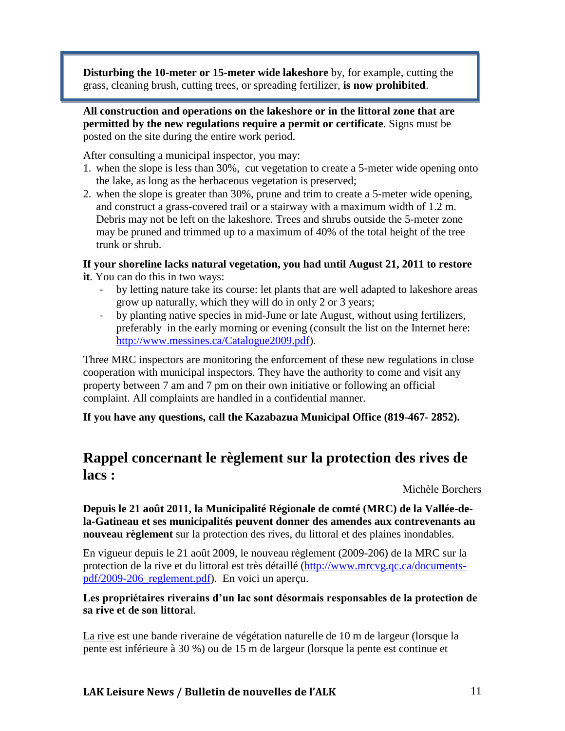**Disturbing the 10-meter or 15-meter wide lakeshore** by, for example, cutting the grass, cleaning brush, cutting trees, or spreading fertilizer, **is now prohibited**.

**All construction and operations on the lakeshore or in the littoral zone that are permitted by the new regulations require a permit or certificate**. Signs must be posted on the site during the entire work period.

After consulting a municipal inspector, you may:

1. when the slope is less than 30%, cut vegetation to create a 5-meter wide opening onto the lake, as long as the herbaceous vegetation is preserved;
2. when the slope is greater than 30%, prune and trim to create a 5-meter wide opening, and construct a grass-covered trail or a stairway with a maximum width of 1.2 m. Debris may not be left on the lakeshore. Trees and shrubs outside the 5-meter zone may be pruned and trimmed up to a maximum of 40% of the total height of the tree trunk or shrub.

**If your shoreline lacks natural vegetation, you had until August 21, 2011 to restore it**. You can do this in two ways:

- by letting nature take its course: let plants that are well adapted to lakeshore areas grow up naturally, which they will do in only 2 or 3 years;
- by planting native species in mid-June or late August, without using fertilizers, preferably in the early morning or evening (consult the list on the Internet here: http://www.messines.ca/Catalogue2009.pdf).

Three MRC inspectors are monitoring the enforcement of these new regulations in close cooperation with municipal inspectors. They have the authority to come and visit any property between 7 am and 7 pm on their own initiative or following an official complaint. All complaints are handled in a confidential manner.

**If you have any questions, call the Kazabazua Municipal Office (819-467- 2852).**

## Rappel concernant le règlement sur la protection des rives de lacs :

Michèle Borchers

**Depuis le 21 août 2011, la Municipalité Régionale de comté (MRC) de la Vallée-de-la-Gatineau et ses municipalités peuvent donner des amendes aux contrevenants au nouveau règlement** sur la protection des rives, du littoral et des plaines inondables.

En vigueur depuis le 21 août 2009, le nouveau règlement (2009-206) de la MRC sur la protection de la rive et du littoral est très détaillé (http://www.mrcvg.qc.ca/documents-pdf/2009-206_reglement.pdf). En voici un aperçu.

**Les propriétaires riverains d'un lac sont désormais responsables de la protection de sa rive et de son littora**l.

La rive est une bande riveraine de végétation naturelle de 10 m de largeur (lorsque la pente est inférieure à 30 %) ou de 15 m de largeur (lorsque la pente est continue et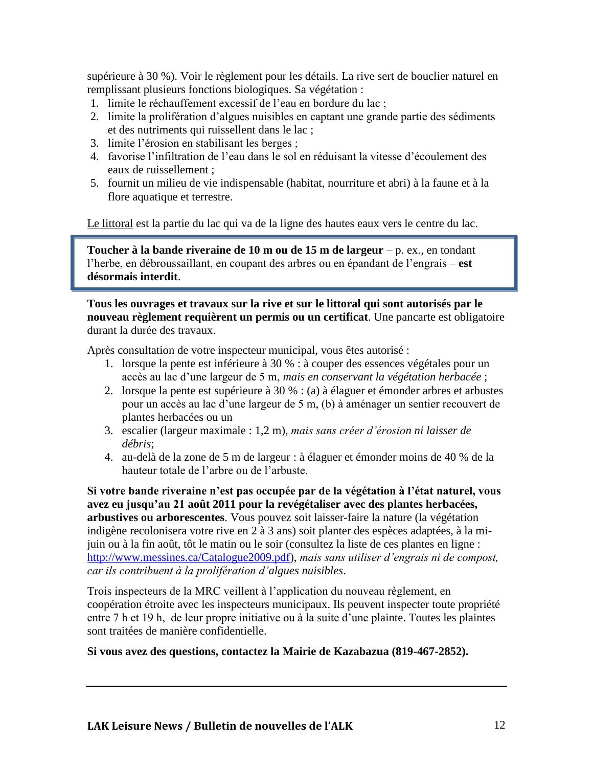supérieure à 30 %). Voir le règlement pour les détails. La rive sert de bouclier naturel en remplissant plusieurs fonctions biologiques. Sa végétation :

1. limite le réchauffement excessif de l'eau en bordure du lac ;
2. limite la prolifération d'algues nuisibles en captant une grande partie des sédiments et des nutriments qui ruissellent dans le lac ;
3. limite l'érosion en stabilisant les berges ;
4. favorise l'infiltration de l'eau dans le sol en réduisant la vitesse d'écoulement des eaux de ruissellement ;
5. fournit un milieu de vie indispensable (habitat, nourriture et abri) à la faune et à la flore aquatique et terrestre.

Le littoral est la partie du lac qui va de la ligne des hautes eaux vers le centre du lac.

**Toucher à la bande riveraine de 10 m ou de 15 m de largeur** – p. ex., en tondant l'herbe, en débroussaillant, en coupant des arbres ou en épandant de l'engrais – **est désormais interdit**.

**Tous les ouvrages et travaux sur la rive et sur le littoral qui sont autorisés par le nouveau règlement requièrent un permis ou un certificat**. Une pancarte est obligatoire durant la durée des travaux.

Après consultation de votre inspecteur municipal, vous êtes autorisé :

1. lorsque la pente est inférieure à 30 % : à couper des essences végétales pour un accès au lac d'une largeur de 5 m, *mais en conservant la végétation herbacée* ;
2. lorsque la pente est supérieure à 30 % : (a) à élaguer et émonder arbres et arbustes pour un accès au lac d'une largeur de 5 m, (b) à aménager un sentier recouvert de plantes herbacées ou un
3. escalier (largeur maximale : 1,2 m), *mais sans créer d'érosion ni laisser de débris*;
4. au-delà de la zone de 5 m de largeur : à élaguer et émonder moins de 40 % de la hauteur totale de l'arbre ou de l'arbuste.

**Si votre bande riveraine n'est pas occupée par de la végétation à l'état naturel, vous avez eu jusqu'au 21 août 2011 pour la revégétaliser avec des plantes herbacées, arbustives ou arborescentes**. Vous pouvez soit laisser-faire la nature (la végétation indigène recolonisera votre rive en 2 à 3 ans) soit planter des espèces adaptées, à la mi-juin ou à la fin août, tôt le matin ou le soir (consultez la liste de ces plantes en ligne : http://www.messines.ca/Catalogue2009.pdf), *mais sans utiliser d'engrais ni de compost, car ils contribuent à la prolifération d'algues nuisibles*.

Trois inspecteurs de la MRC veillent à l'application du nouveau règlement, en coopération étroite avec les inspecteurs municipaux. Ils peuvent inspecter toute propriété entre 7 h et 19 h, de leur propre initiative ou à la suite d'une plainte. Toutes les plaintes sont traitées de manière confidentielle.

**Si vous avez des questions, contactez la Mairie de Kazabazua (819-467-2852).**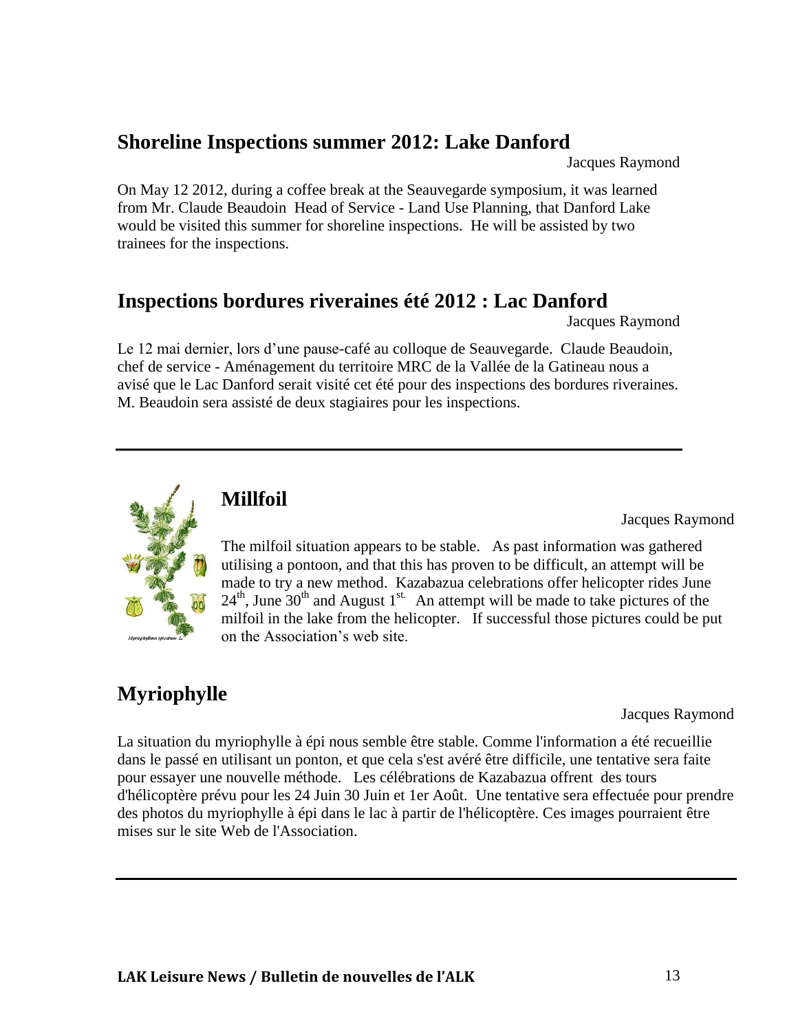## Shoreline Inspections summer 2012: Lake Danford

Jacques Raymond

On May 12 2012, during a coffee break at the Seauvegarde symposium, it was learned from Mr. Claude Beaudoin Head of Service - Land Use Planning, that Danford Lake would be visited this summer for shoreline inspections. He will be assisted by two trainees for the inspections.

## Inspections bordures riveraines été 2012 : Lac Danford

Jacques Raymond

Le 12 mai dernier, lors d'une pause-café au colloque de Seauvegarde. Claude Beaudoin, chef de service - Aménagement du territoire MRC de la Vallée de la Gatineau nous a avisé que le Lac Danford serait visité cet été pour des inspections des bordures riveraines. M. Beaudoin sera assisté de deux stagiaires pour les inspections.

---

## Millfoil

Jacques Raymond

The milfoil situation appears to be stable. As past information was gathered utilising a pontoon, and that this has proven to be difficult, an attempt will be made to try a new method. Kazabazua celebrations offer helicopter rides June 24th, June 30th and August 1st. An attempt will be made to take pictures of the milfoil in the lake from the helicopter. If successful those pictures could be put on the Association's web site.

## Myriophylle

Jacques Raymond

La situation du myriophylle à épi nous semble être stable. Comme l'information a été recueillie dans le passé en utilisant un ponton, et que cela s'est avéré être difficile, une tentative sera faite pour essayer une nouvelle méthode. Les célébrations de Kazabazua offrent des tours d'hélicoptère prévu pour les 24 Juin 30 Juin et 1er Août. Une tentative sera effectuée pour prendre des photos du myriophylle à épi dans le lac à partir de l'hélicoptère. Ces images pourraient être mises sur le site Web de l'Association.

---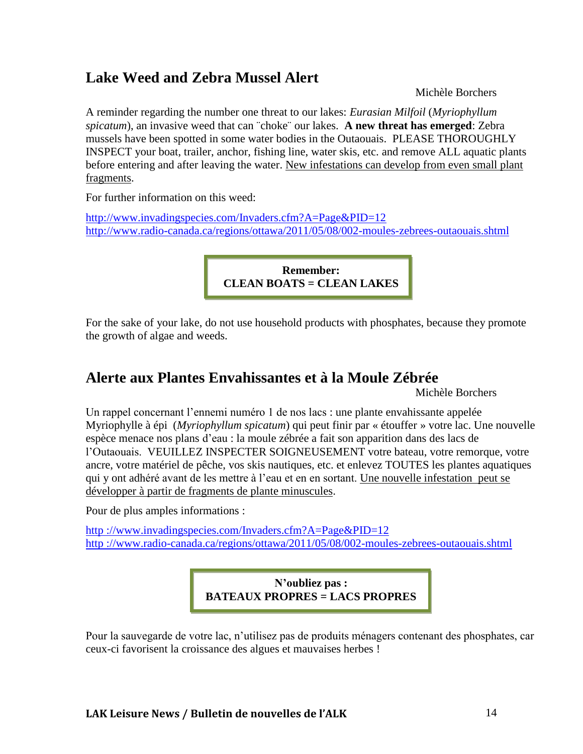## Lake Weed and Zebra Mussel Alert

Michèle Borchers

A reminder regarding the number one threat to our lakes: *Eurasian Milfoil* (*Myriophyllum spicatum*), an invasive weed that can ¨choke¨ our lakes. **A new threat has emerged**: Zebra mussels have been spotted in some water bodies in the Outaouais. PLEASE THOROUGHLY INSPECT your boat, trailer, anchor, fishing line, water skis, etc. and remove ALL aquatic plants before entering and after leaving the water. <u>New infestations can develop from even small plant fragments</u>.

For further information on this weed:

http://www.invadingspecies.com/Invaders.cfm?A=Page&PID=12
http://www.radio-canada.ca/regions/ottawa/2011/05/08/002-moules-zebrees-outaouais.shtml

**Remember:**
**CLEAN BOATS = CLEAN LAKES**

For the sake of your lake, do not use household products with phosphates, because they promote the growth of algae and weeds.

## Alerte aux Plantes Envahissantes et à la Moule Zébrée

Michèle Borchers

Un rappel concernant l'ennemi numéro 1 de nos lacs : une plante envahissante appelée Myriophylle à épi (*Myriophyllum spicatum*) qui peut finir par « étouffer » votre lac. Une nouvelle espèce menace nos plans d'eau : la moule zébrée a fait son apparition dans des lacs de l'Outaouais. VEUILLEZ INSPECTER SOIGNEUSEMENT votre bateau, votre remorque, votre ancre, votre matériel de pêche, vos skis nautiques, etc. et enlevez TOUTES les plantes aquatiques qui y ont adhéré avant de les mettre à l'eau et en en sortant. <u>Une nouvelle infestation peut se développer à partir de fragments de plante minuscules</u>.

Pour de plus amples informations :

http ://www.invadingspecies.com/Invaders.cfm?A=Page&PID=12
http ://www.radio-canada.ca/regions/ottawa/2011/05/08/002-moules-zebrees-outaouais.shtml

**N'oubliez pas :**
**BATEAUX PROPRES = LACS PROPRES**

Pour la sauvegarde de votre lac, n'utilisez pas de produits ménagers contenant des phosphates, car ceux-ci favorisent la croissance des algues et mauvaises herbes !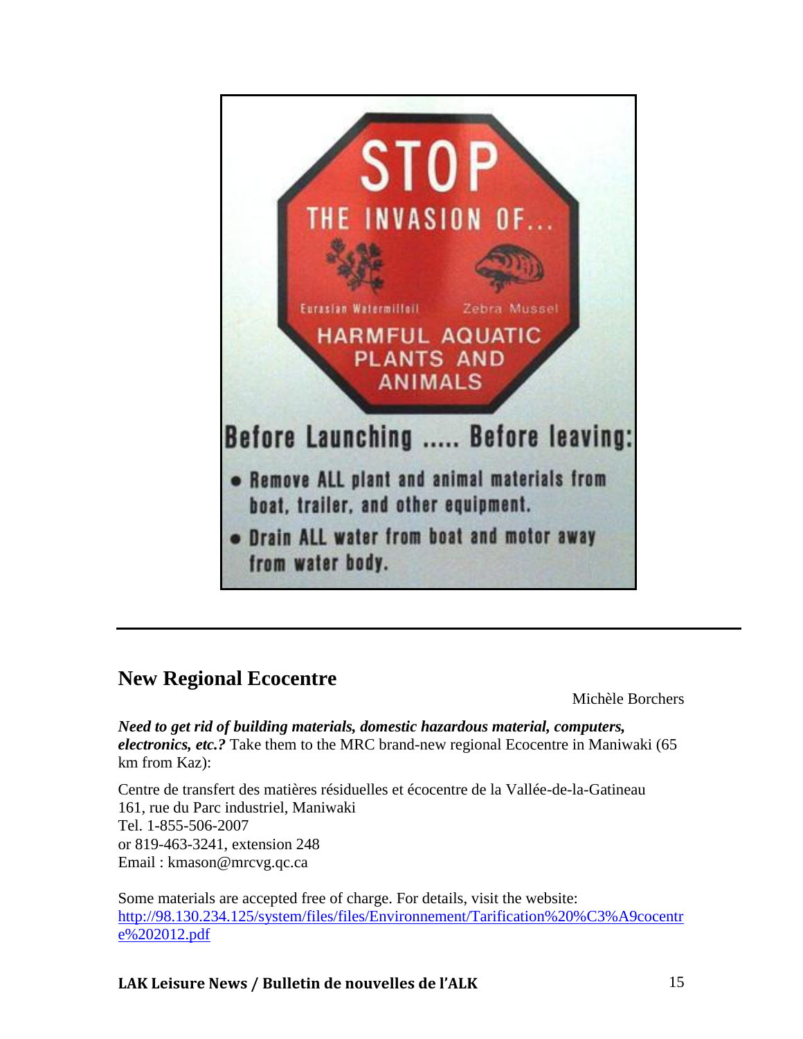STOP

THE INVASION OF...

Eurasian Watermilfoil

Zebra Mussel

HARMFUL AQUATIC PLANTS AND ANIMALS

Before Launching ..... Before leaving:

- Remove ALL plant and animal materials from boat, trailer, and other equipment.
- Drain ALL water from boat and motor away from water body.

---

## New Regional Ecocentre

Michèle Borchers

***Need to get rid of building materials, domestic hazardous material, computers, electronics, etc.?*** Take them to the MRC brand-new regional Ecocentre in Maniwaki (65 km from Kaz):

Centre de transfert des matières résiduelles et écocentre de la Vallée-de-la-Gatineau
161, rue du Parc industriel, Maniwaki
Tel. 1-855-506-2007
or 819-463-3241, extension 248
Email : kmason@mrcvg.qc.ca

Some materials are accepted free of charge. For details, visit the website: http://98.130.234.125/system/files/files/Environnement/Tarification%20%C3%A9cocentre%202012.pdf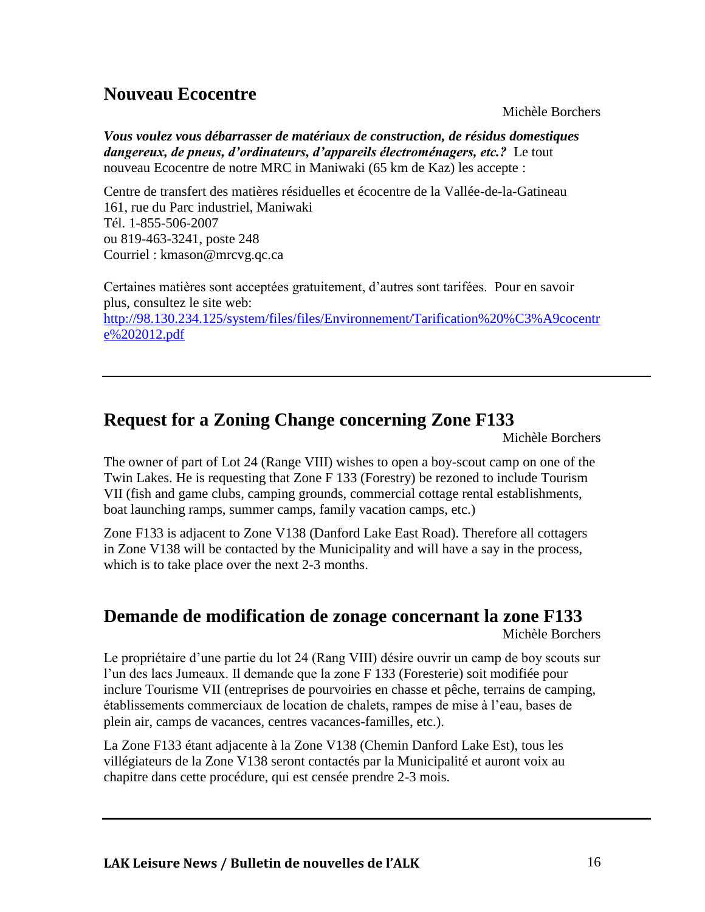## Nouveau Ecocentre

Michèle Borchers

***Vous voulez vous débarrasser de matériaux de construction, de résidus domestiques dangereux, de pneus, d'ordinateurs, d'appareils électroménagers, etc.?*** Le tout nouveau Ecocentre de notre MRC in Maniwaki (65 km de Kaz) les accepte :

Centre de transfert des matières résiduelles et écocentre de la Vallée-de-la-Gatineau
161, rue du Parc industriel, Maniwaki
Tél. 1-855-506-2007
ou 819-463-3241, poste 248
Courriel : kmason@mrcvg.qc.ca

Certaines matières sont acceptées gratuitement, d'autres sont tarifées. Pour en savoir plus, consultez le site web:
http://98.130.234.125/system/files/files/Environnement/Tarification%20%C3%A9cocentre%202012.pdf

---

## Request for a Zoning Change concerning Zone F133

Michèle Borchers

The owner of part of Lot 24 (Range VIII) wishes to open a boy-scout camp on one of the Twin Lakes. He is requesting that Zone F 133 (Forestry) be rezoned to include Tourism VII (fish and game clubs, camping grounds, commercial cottage rental establishments, boat launching ramps, summer camps, family vacation camps, etc.)

Zone F133 is adjacent to Zone V138 (Danford Lake East Road). Therefore all cottagers in Zone V138 will be contacted by the Municipality and will have a say in the process, which is to take place over the next 2-3 months.

## Demande de modification de zonage concernant la zone F133

Michèle Borchers

Le propriétaire d'une partie du lot 24 (Rang VIII) désire ouvrir un camp de boy scouts sur l'un des lacs Jumeaux. Il demande que la zone F 133 (Foresterie) soit modifiée pour inclure Tourisme VII (entreprises de pourvoiries en chasse et pêche, terrains de camping, établissements commerciaux de location de chalets, rampes de mise à l'eau, bases de plein air, camps de vacances, centres vacances-familles, etc.).

La Zone F133 étant adjacente à la Zone V138 (Chemin Danford Lake Est), tous les villégiateurs de la Zone V138 seront contactés par la Municipalité et auront voix au chapitre dans cette procédure, qui est censée prendre 2-3 mois.

---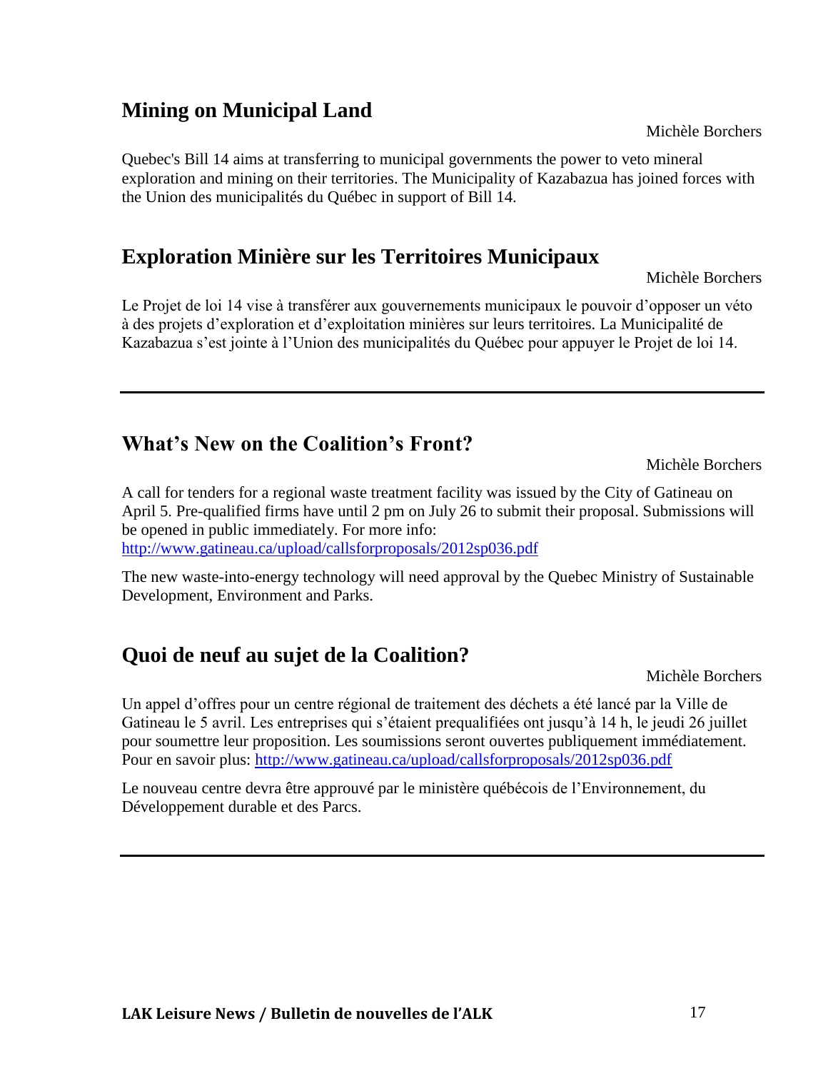## Mining on Municipal Land

Michèle Borchers

Quebec's Bill 14 aims at transferring to municipal governments the power to veto mineral exploration and mining on their territories. The Municipality of Kazabazua has joined forces with the Union des municipalités du Québec in support of Bill 14.

## Exploration Minière sur les Territoires Municipaux

Michèle Borchers

Le Projet de loi 14 vise à transférer aux gouvernements municipaux le pouvoir d'opposer un véto à des projets d'exploration et d'exploitation minières sur leurs territoires. La Municipalité de Kazabazua s'est jointe à l'Union des municipalités du Québec pour appuyer le Projet de loi 14.

---

## What's New on the Coalition's Front?

Michèle Borchers

A call for tenders for a regional waste treatment facility was issued by the City of Gatineau on April 5. Pre-qualified firms have until 2 pm on July 26 to submit their proposal. Submissions will be opened in public immediately. For more info: http://www.gatineau.ca/upload/callsforproposals/2012sp036.pdf

The new waste-into-energy technology will need approval by the Quebec Ministry of Sustainable Development, Environment and Parks.

## Quoi de neuf au sujet de la Coalition?

Michèle Borchers

Un appel d'offres pour un centre régional de traitement des déchets a été lancé par la Ville de Gatineau le 5 avril. Les entreprises qui s'étaient prequalifiées ont jusqu'à 14 h, le jeudi 26 juillet pour soumettre leur proposition. Les soumissions seront ouvertes publiquement immédiatement. Pour en savoir plus: http://www.gatineau.ca/upload/callsforproposals/2012sp036.pdf

Le nouveau centre devra être approuvé par le ministère québécois de l'Environnement, du Développement durable et des Parcs.

---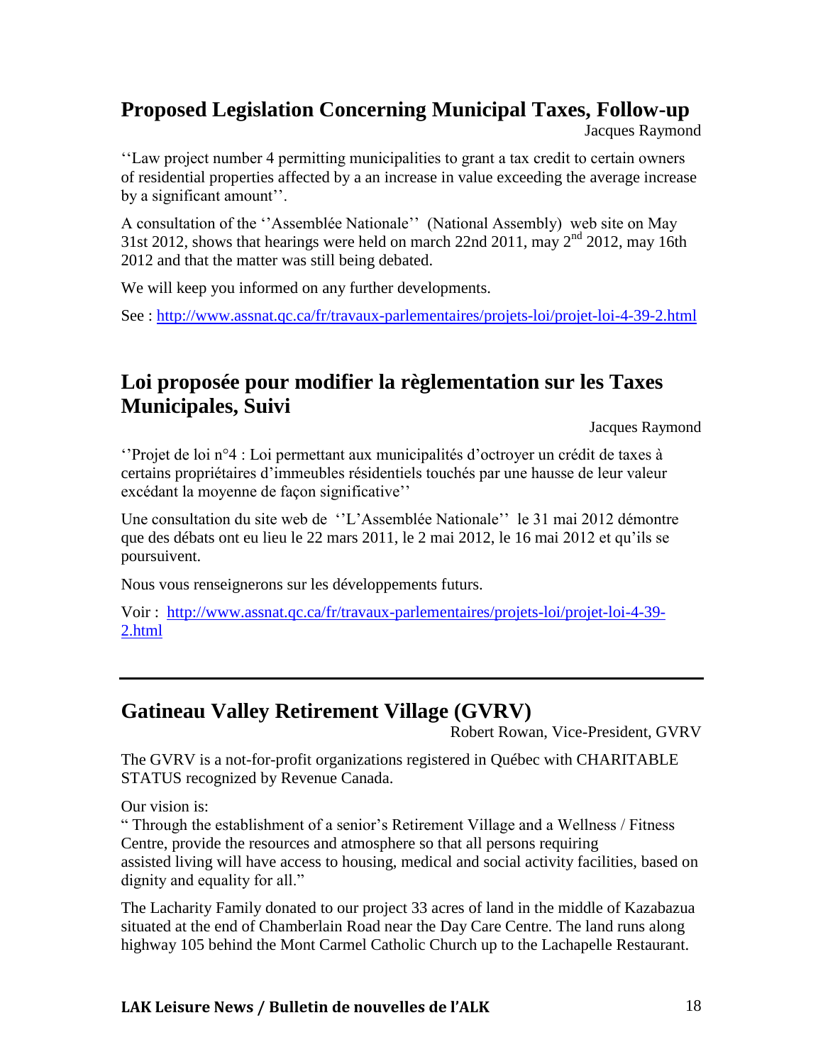## Proposed Legislation Concerning Municipal Taxes, Follow-up

Jacques Raymond

‘‘Law project number 4 permitting municipalities to grant a tax credit to certain owners of residential properties affected by a an increase in value exceeding the average increase by a significant amount’’.

A consultation of the ‘‘Assemblée Nationale’’ (National Assembly) web site on May 31st 2012, shows that hearings were held on march 22nd 2011, may 2nd 2012, may 16th 2012 and that the matter was still being debated.

We will keep you informed on any further developments.

See : http://www.assnat.qc.ca/fr/travaux-parlementaires/projets-loi/projet-loi-4-39-2.html

## Loi proposée pour modifier la règlementation sur les Taxes Municipales, Suivi

Jacques Raymond

‘‘Projet de loi n°4 : Loi permettant aux municipalités d'octroyer un crédit de taxes à certains propriétaires d'immeubles résidentiels touchés par une hausse de leur valeur excédant la moyenne de façon significative’’

Une consultation du site web de ‘‘L'Assemblée Nationale’’ le 31 mai 2012 démontre que des débats ont eu lieu le 22 mars 2011, le 2 mai 2012, le 16 mai 2012 et qu'ils se poursuivent.

Nous vous renseignerons sur les développements futurs.

Voir : http://www.assnat.qc.ca/fr/travaux-parlementaires/projets-loi/projet-loi-4-39-2.html

---

## Gatineau Valley Retirement Village (GVRV)

Robert Rowan, Vice-President, GVRV

The GVRV is a not-for-profit organizations registered in Québec with CHARITABLE STATUS recognized by Revenue Canada.

Our vision is:
“ Through the establishment of a senior's Retirement Village and a Wellness / Fitness Centre, provide the resources and atmosphere so that all persons requiring assisted living will have access to housing, medical and social activity facilities, based on dignity and equality for all.”

The Lacharity Family donated to our project 33 acres of land in the middle of Kazabazua situated at the end of Chamberlain Road near the Day Care Centre. The land runs along highway 105 behind the Mont Carmel Catholic Church up to the Lachapelle Restaurant.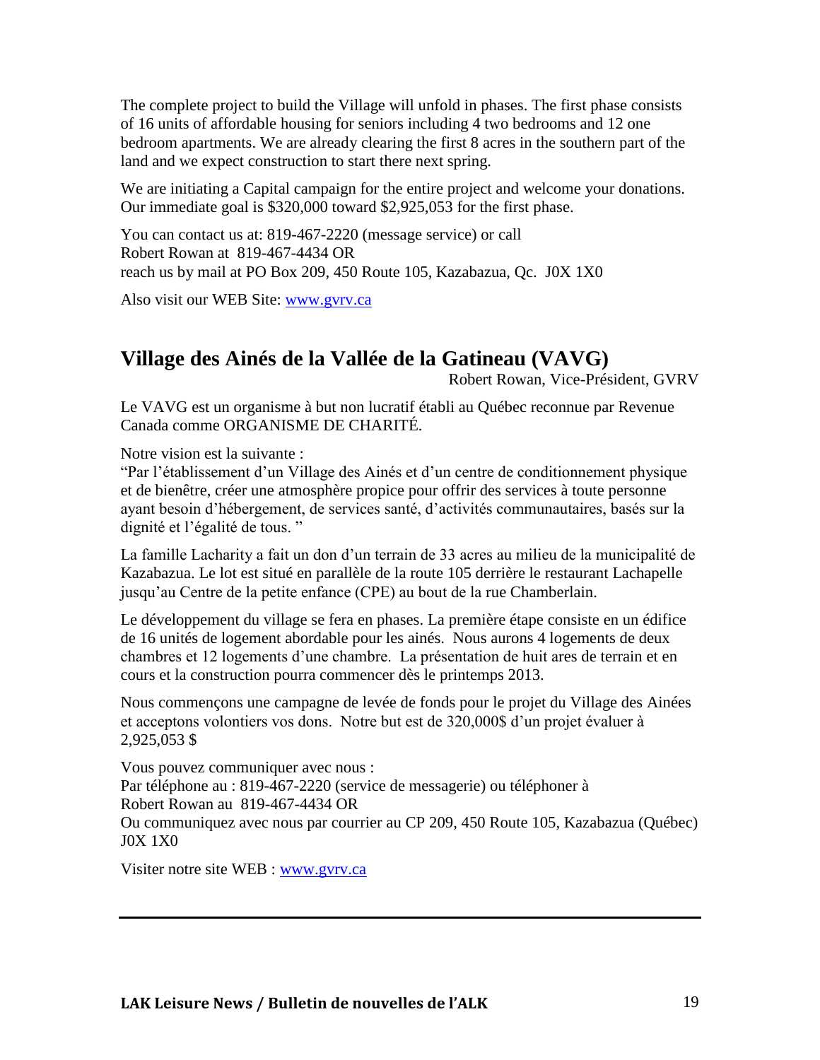The complete project to build the Village will unfold in phases. The first phase consists of 16 units of affordable housing for seniors including 4 two bedrooms and 12 one bedroom apartments. We are already clearing the first 8 acres in the southern part of the land and we expect construction to start there next spring.

We are initiating a Capital campaign for the entire project and welcome your donations. Our immediate goal is $320,000 toward $2,925,053 for the first phase.

You can contact us at: 819-467-2220 (message service) or call
Robert Rowan at 819-467-4434 OR
reach us by mail at PO Box 209, 450 Route 105, Kazabazua, Qc. J0X 1X0

Also visit our WEB Site: www.gvrv.ca

## Village des Ainés de la Vallée de la Gatineau (VAVG)

Robert Rowan, Vice-Président, GVRV

Le VAVG est un organisme à but non lucratif établi au Québec reconnue par Revenue Canada comme ORGANISME DE CHARITÉ.

Notre vision est la suivante :
"Par l'établissement d'un Village des Ainés et d'un centre de conditionnement physique et de bienêtre, créer une atmosphère propice pour offrir des services à toute personne ayant besoin d'hébergement, de services santé, d'activités communautaires, basés sur la dignité et l'égalité de tous. "

La famille Lacharity a fait un don d'un terrain de 33 acres au milieu de la municipalité de Kazabazua. Le lot est situé en parallèle de la route 105 derrière le restaurant Lachapelle jusqu'au Centre de la petite enfance (CPE) au bout de la rue Chamberlain.

Le développement du village se fera en phases. La première étape consiste en un édifice de 16 unités de logement abordable pour les ainés. Nous aurons 4 logements de deux chambres et 12 logements d'une chambre. La présentation de huit ares de terrain et en cours et la construction pourra commencer dès le printemps 2013.

Nous commençons une campagne de levée de fonds pour le projet du Village des Ainées et acceptons volontiers vos dons. Notre but est de 320,000$ d'un projet évaluer à 2,925,053 $

Vous pouvez communiquer avec nous :
Par téléphone au : 819-467-2220 (service de messagerie) ou téléphoner à
Robert Rowan au 819-467-4434 OR
Ou communiquez avec nous par courrier au CP 209, 450 Route 105, Kazabazua (Québec) J0X 1X0

Visiter notre site WEB : www.gvrv.ca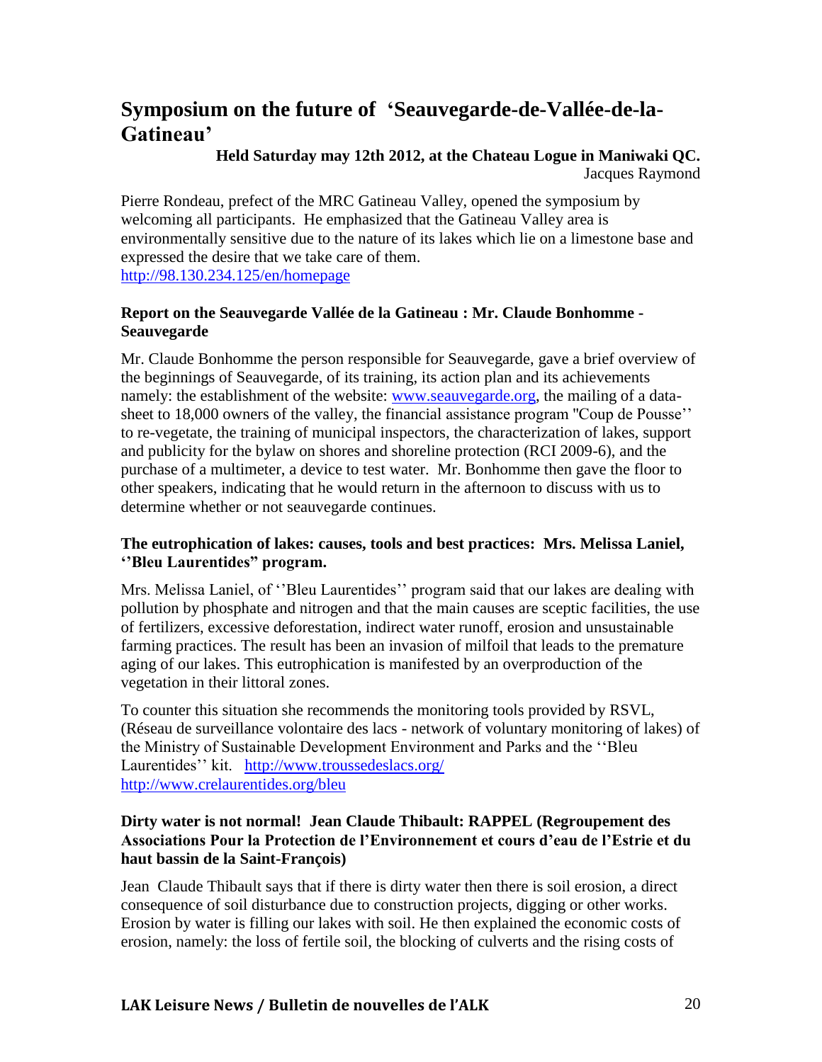# Symposium on the future of 'Seauvegarde-de-Vallée-de-la-Gatineau'

**Held Saturday may 12th 2012, at the Chateau Logue in Maniwaki QC.**

Jacques Raymond

Pierre Rondeau, prefect of the MRC Gatineau Valley, opened the symposium by welcoming all participants. He emphasized that the Gatineau Valley area is environmentally sensitive due to the nature of its lakes which lie on a limestone base and expressed the desire that we take care of them.
http://98.130.234.125/en/homepage

### Report on the Seauvegarde Vallée de la Gatineau : Mr. Claude Bonhomme - Seauvegarde

Mr. Claude Bonhomme the person responsible for Seauvegarde, gave a brief overview of the beginnings of Seauvegarde, of its training, its action plan and its achievements namely: the establishment of the website: www.seauvegarde.org, the mailing of a data-sheet to 18,000 owners of the valley, the financial assistance program ''Coup de Pousse'' to re-vegetate, the training of municipal inspectors, the characterization of lakes, support and publicity for the bylaw on shores and shoreline protection (RCI 2009-6), and the purchase of a multimeter, a device to test water. Mr. Bonhomme then gave the floor to other speakers, indicating that he would return in the afternoon to discuss with us to determine whether or not seauvegarde continues.

### The eutrophication of lakes: causes, tools and best practices: Mrs. Melissa Laniel, ''Bleu Laurentides" program.

Mrs. Melissa Laniel, of ''Bleu Laurentides'' program said that our lakes are dealing with pollution by phosphate and nitrogen and that the main causes are sceptic facilities, the use of fertilizers, excessive deforestation, indirect water runoff, erosion and unsustainable farming practices. The result has been an invasion of milfoil that leads to the premature aging of our lakes. This eutrophication is manifested by an overproduction of the vegetation in their littoral zones.

To counter this situation she recommends the monitoring tools provided by RSVL, (Réseau de surveillance volontaire des lacs - network of voluntary monitoring of lakes) of the Ministry of Sustainable Development Environment and Parks and the ''Bleu Laurentides'' kit. http://www.troussedeslacs.org/
http://www.crelaurentides.org/bleu

### Dirty water is not normal! Jean Claude Thibault: RAPPEL (Regroupement des Associations Pour la Protection de l'Environnement et cours d'eau de l'Estrie et du haut bassin de la Saint-François)

Jean Claude Thibault says that if there is dirty water then there is soil erosion, a direct consequence of soil disturbance due to construction projects, digging or other works. Erosion by water is filling our lakes with soil. He then explained the economic costs of erosion, namely: the loss of fertile soil, the blocking of culverts and the rising costs of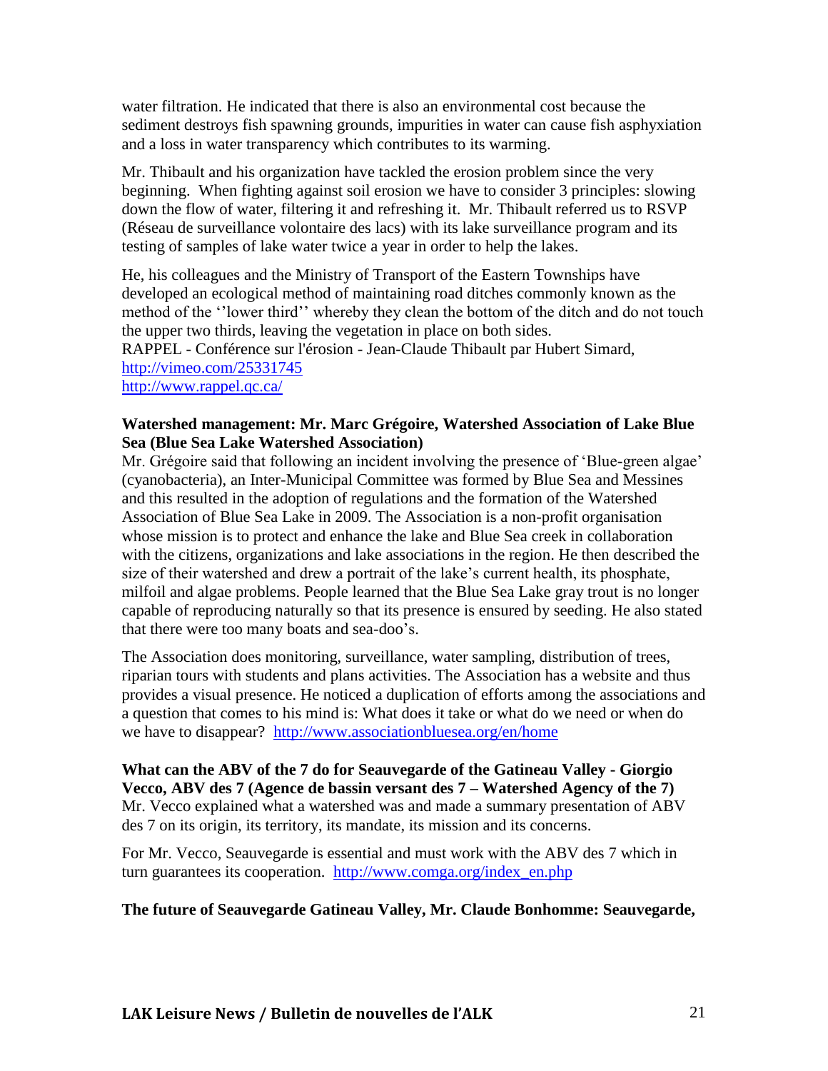water filtration. He indicated that there is also an environmental cost because the sediment destroys fish spawning grounds, impurities in water can cause fish asphyxiation and a loss in water transparency which contributes to its warming.

Mr. Thibault and his organization have tackled the erosion problem since the very beginning. When fighting against soil erosion we have to consider 3 principles: slowing down the flow of water, filtering it and refreshing it. Mr. Thibault referred us to RSVP (Réseau de surveillance volontaire des lacs) with its lake surveillance program and its testing of samples of lake water twice a year in order to help the lakes.

He, his colleagues and the Ministry of Transport of the Eastern Townships have developed an ecological method of maintaining road ditches commonly known as the method of the ''lower third'' whereby they clean the bottom of the ditch and do not touch the upper two thirds, leaving the vegetation in place on both sides.
RAPPEL - Conférence sur l'érosion - Jean-Claude Thibault par Hubert Simard, http://vimeo.com/25331745
http://www.rappel.qc.ca/

**Watershed management: Mr. Marc Grégoire, Watershed Association of Lake Blue Sea (Blue Sea Lake Watershed Association)**
Mr. Grégoire said that following an incident involving the presence of 'Blue-green algae' (cyanobacteria), an Inter-Municipal Committee was formed by Blue Sea and Messines and this resulted in the adoption of regulations and the formation of the Watershed Association of Blue Sea Lake in 2009. The Association is a non-profit organisation whose mission is to protect and enhance the lake and Blue Sea creek in collaboration with the citizens, organizations and lake associations in the region. He then described the size of their watershed and drew a portrait of the lake's current health, its phosphate, milfoil and algae problems. People learned that the Blue Sea Lake gray trout is no longer capable of reproducing naturally so that its presence is ensured by seeding. He also stated that there were too many boats and sea-doo's.

The Association does monitoring, surveillance, water sampling, distribution of trees, riparian tours with students and plans activities. The Association has a website and thus provides a visual presence. He noticed a duplication of efforts among the associations and a question that comes to his mind is: What does it take or what do we need or when do we have to disappear? http://www.associationbluesea.org/en/home

**What can the ABV of the 7 do for Seauvegarde of the Gatineau Valley - Giorgio Vecco, ABV des 7 (Agence de bassin versant des 7 – Watershed Agency of the 7)**
Mr. Vecco explained what a watershed was and made a summary presentation of ABV des 7 on its origin, its territory, its mandate, its mission and its concerns.

For Mr. Vecco, Seauvegarde is essential and must work with the ABV des 7 which in turn guarantees its cooperation. http://www.comga.org/index_en.php

**The future of Seauvegarde Gatineau Valley, Mr. Claude Bonhomme: Seauvegarde,**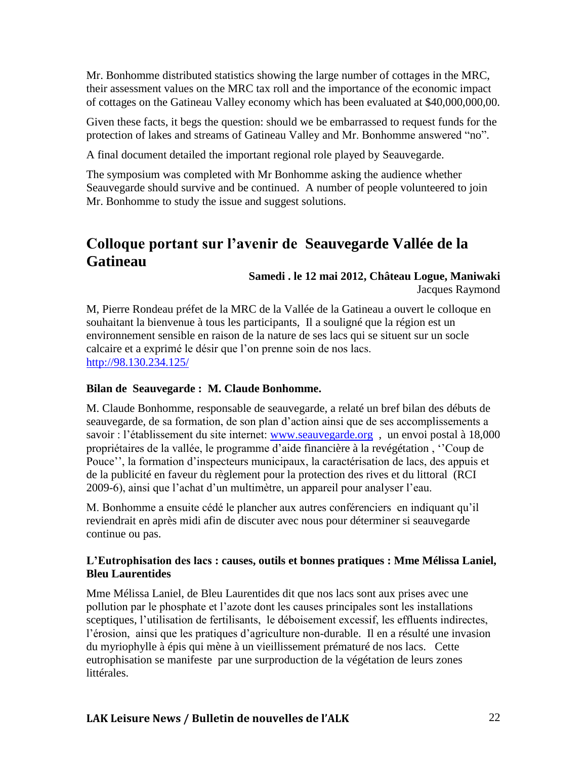Mr. Bonhomme distributed statistics showing the large number of cottages in the MRC, their assessment values on the MRC tax roll and the importance of the economic impact of cottages on the Gatineau Valley economy which has been evaluated at $40,000,000,00.

Given these facts, it begs the question: should we be embarrassed to request funds for the protection of lakes and streams of Gatineau Valley and Mr. Bonhomme answered "no".

A final document detailed the important regional role played by Seauvegarde.

The symposium was completed with Mr Bonhomme asking the audience whether Seauvegarde should survive and be continued. A number of people volunteered to join Mr. Bonhomme to study the issue and suggest solutions.

## Colloque portant sur l'avenir de Seauvegarde Vallée de la Gatineau

**Samedi . le 12 mai 2012, Château Logue, Maniwaki**

Jacques Raymond

M, Pierre Rondeau préfet de la MRC de la Vallée de la Gatineau a ouvert le colloque en souhaitant la bienvenue à tous les participants, Il a souligné que la région est un environnement sensible en raison de la nature de ses lacs qui se situent sur un socle calcaire et a exprimé le désir que l'on prenne soin de nos lacs.
http://98.130.234.125/

### Bilan de Seauvegarde : M. Claude Bonhomme.

M. Claude Bonhomme, responsable de seauvegarde, a relaté un bref bilan des débuts de seauvegarde, de sa formation, de son plan d'action ainsi que de ses accomplissements a savoir : l'établissement du site internet: www.seauvegarde.org , un envoi postal à 18,000 propriétaires de la vallée, le programme d'aide financière à la revégétation , ''Coup de Pouce'', la formation d'inspecteurs municipaux, la caractérisation de lacs, des appuis et de la publicité en faveur du règlement pour la protection des rives et du littoral (RCI 2009-6), ainsi que l'achat d'un multimètre, un appareil pour analyser l'eau.

M. Bonhomme a ensuite cédé le plancher aux autres conférenciers en indiquant qu'il reviendrait en après midi afin de discuter avec nous pour déterminer si seauvegarde continue ou pas.

### L'Eutrophisation des lacs : causes, outils et bonnes pratiques : Mme Mélissa Laniel, Bleu Laurentides

Mme Mélissa Laniel, de Bleu Laurentides dit que nos lacs sont aux prises avec une pollution par le phosphate et l'azote dont les causes principales sont les installations sceptiques, l'utilisation de fertilisants, le déboisement excessif, les effluents indirectes, l'érosion, ainsi que les pratiques d'agriculture non-durable. Il en a résulté une invasion du myriophylle à épis qui mène à un vieillissement prématuré de nos lacs. Cette eutrophisation se manifeste par une surproduction de la végétation de leurs zones littérales.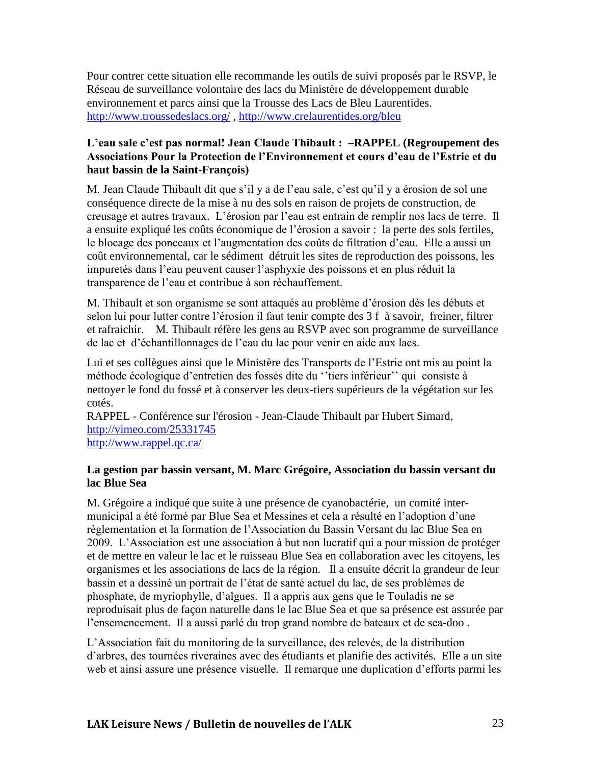Pour contrer cette situation elle recommande les outils de suivi proposés par le RSVP, le Réseau de surveillance volontaire des lacs du Ministère de développement durable environnement et parcs ainsi que la Trousse des Lacs de Bleu Laurentides. http://www.troussedeslacs.org/ , http://www.crelaurentides.org/bleu

**L'eau sale c'est pas normal! Jean Claude Thibault : –RAPPEL (Regroupement des Associations Pour la Protection de l'Environnement et cours d'eau de l'Estrie et du haut bassin de la Saint-François)**

M. Jean Claude Thibault dit que s'il y a de l'eau sale, c'est qu'il y a érosion de sol une conséquence directe de la mise à nu des sols en raison de projets de construction, de creusage et autres travaux. L'érosion par l'eau est entrain de remplir nos lacs de terre. Il a ensuite expliqué les coûts économique de l'érosion a savoir : la perte des sols fertiles, le blocage des ponceaux et l'augmentation des coûts de filtration d'eau. Elle a aussi un coût environnemental, car le sédiment détruit les sites de reproduction des poissons, les impuretés dans l'eau peuvent causer l'asphyxie des poissons et en plus réduit la transparence de l'eau et contribue à son réchauffement.

M. Thibault et son organisme se sont attaqués au problème d'érosion dès les débuts et selon lui pour lutter contre l'érosion il faut tenir compte des 3 f à savoir, freiner, filtrer et rafraichir. M. Thibault réfère les gens au RSVP avec son programme de surveillance de lac et d'échantillonnages de l'eau du lac pour venir en aide aux lacs.

Lui et ses collègues ainsi que le Ministère des Transports de l'Estrie ont mis au point la méthode écologique d'entretien des fossés dite du ''tiers inférieur'' qui consiste à nettoyer le fond du fossé et à conserver les deux-tiers supérieurs de la végétation sur les cotés.
RAPPEL - Conférence sur l'érosion - Jean-Claude Thibault par Hubert Simard,
http://vimeo.com/25331745
http://www.rappel.qc.ca/

**La gestion par bassin versant, M. Marc Grégoire, Association du bassin versant du lac Blue Sea**

M. Grégoire a indiqué que suite à une présence de cyanobactérie, un comité inter-municipal a été formé par Blue Sea et Messines et cela a résulté en l'adoption d'une règlementation et la formation de l'Association du Bassin Versant du lac Blue Sea en 2009. L'Association est une association à but non lucratif qui a pour mission de protéger et de mettre en valeur le lac et le ruisseau Blue Sea en collaboration avec les citoyens, les organismes et les associations de lacs de la région. Il a ensuite décrit la grandeur de leur bassin et a dessiné un portrait de l'état de santé actuel du lac, de ses problèmes de phosphate, de myriophylle, d'algues. Il a appris aux gens que le Touladis ne se reproduisait plus de façon naturelle dans le lac Blue Sea et que sa présence est assurée par l'ensemencement. Il a aussi parlé du trop grand nombre de bateaux et de sea-doo .

L'Association fait du monitoring de la surveillance, des relevés, de la distribution d'arbres, des tournées riveraines avec des étudiants et planifie des activités. Elle a un site web et ainsi assure une présence visuelle. Il remarque une duplication d'efforts parmi les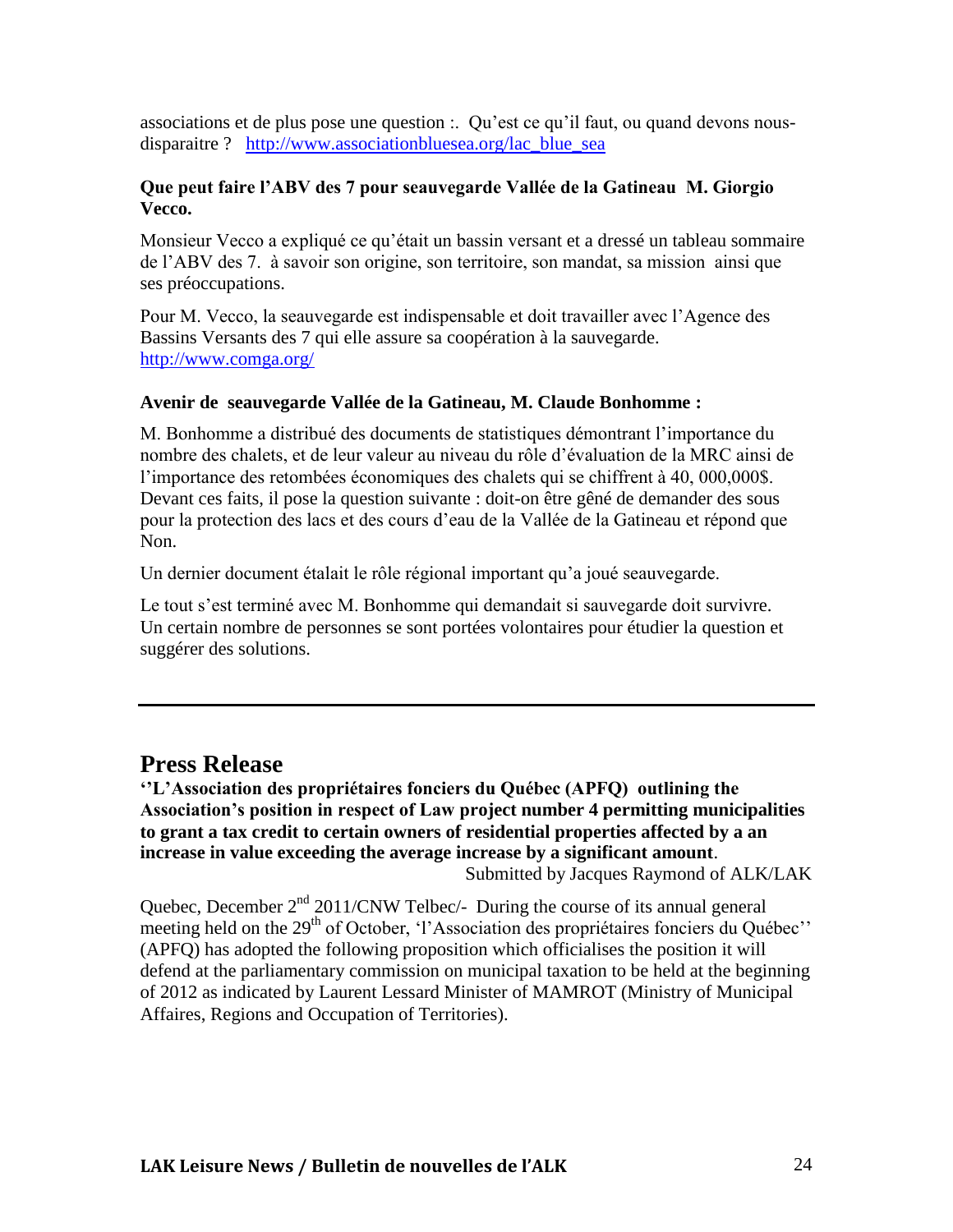associations et de plus pose une question :. Qu'est ce qu'il faut, ou quand devons nous-disparaitre ? http://www.associationbluesea.org/lac_blue_sea

**Que peut faire l'ABV des 7 pour seauvegarde Vallée de la Gatineau M. Giorgio Vecco.**

Monsieur Vecco a expliqué ce qu'était un bassin versant et a dressé un tableau sommaire de l'ABV des 7. à savoir son origine, son territoire, son mandat, sa mission ainsi que ses préoccupations.

Pour M. Vecco, la seauvegarde est indispensable et doit travailler avec l'Agence des Bassins Versants des 7 qui elle assure sa coopération à la sauvegarde. http://www.comga.org/

**Avenir de seauvegarde Vallée de la Gatineau, M. Claude Bonhomme :**

M. Bonhomme a distribué des documents de statistiques démontrant l'importance du nombre des chalets, et de leur valeur au niveau du rôle d'évaluation de la MRC ainsi de l'importance des retombées économiques des chalets qui se chiffrent à 40, 000,000$. Devant ces faits, il pose la question suivante : doit-on être gêné de demander des sous pour la protection des lacs et des cours d'eau de la Vallée de la Gatineau et répond que Non.

Un dernier document étalait le rôle régional important qu'a joué seauvegarde.

Le tout s'est terminé avec M. Bonhomme qui demandait si sauvegarde doit survivre. Un certain nombre de personnes se sont portées volontaires pour étudier la question et suggérer des solutions.

---

## Press Release

**''L'Association des propriétaires fonciers du Québec (APFQ) outlining the Association's position in respect of Law project number 4 permitting municipalities to grant a tax credit to certain owners of residential properties affected by a an increase in value exceeding the average increase by a significant amount**.

Submitted by Jacques Raymond of ALK/LAK

Quebec, December 2nd 2011/CNW Telbec/- During the course of its annual general meeting held on the 29th of October, 'l'Association des propriétaires fonciers du Québec'' (APFQ) has adopted the following proposition which officialises the position it will defend at the parliamentary commission on municipal taxation to be held at the beginning of 2012 as indicated by Laurent Lessard Minister of MAMROT (Ministry of Municipal Affaires, Regions and Occupation of Territories).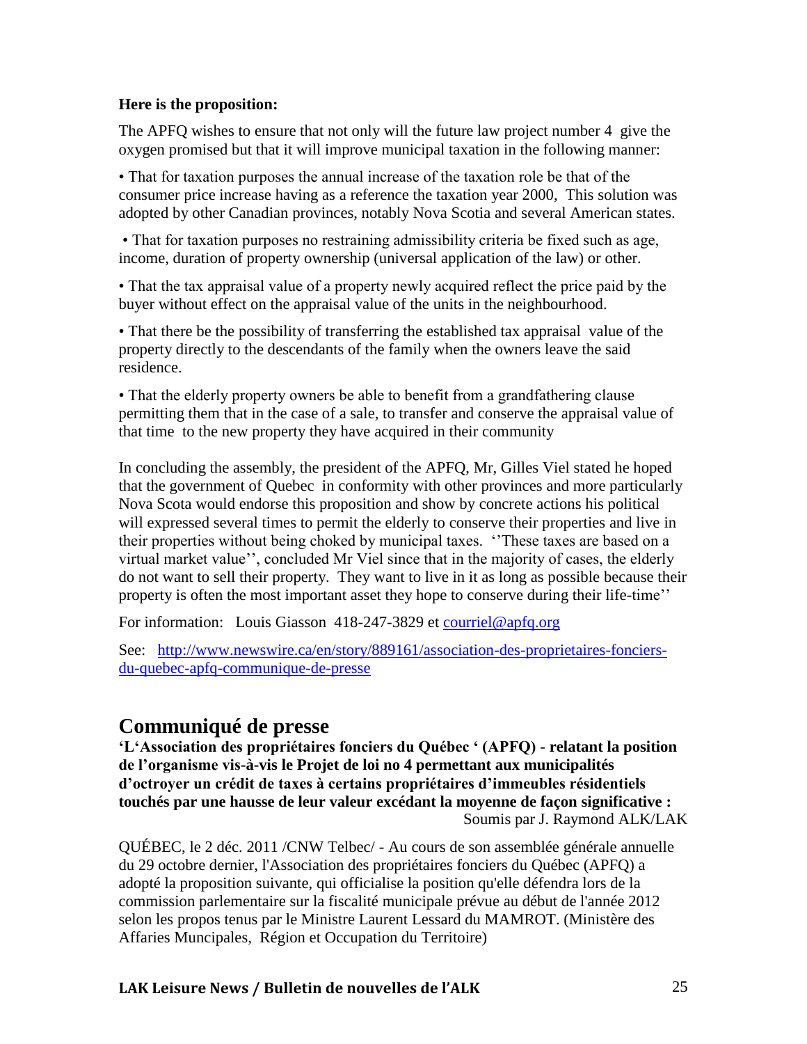**Here is the proposition:**

The APFQ wishes to ensure that not only will the future law project number 4 give the oxygen promised but that it will improve municipal taxation in the following manner:

• That for taxation purposes the annual increase of the taxation role be that of the consumer price increase having as a reference the taxation year 2000, This solution was adopted by other Canadian provinces, notably Nova Scotia and several American states.

• That for taxation purposes no restraining admissibility criteria be fixed such as age, income, duration of property ownership (universal application of the law) or other.

• That the tax appraisal value of a property newly acquired reflect the price paid by the buyer without effect on the appraisal value of the units in the neighbourhood.

• That there be the possibility of transferring the established tax appraisal value of the property directly to the descendants of the family when the owners leave the said residence.

• That the elderly property owners be able to benefit from a grandfathering clause permitting them that in the case of a sale, to transfer and conserve the appraisal value of that time to the new property they have acquired in their community

In concluding the assembly, the president of the APFQ, Mr, Gilles Viel stated he hoped that the government of Quebec in conformity with other provinces and more particularly Nova Scota would endorse this proposition and show by concrete actions his political will expressed several times to permit the elderly to conserve their properties and live in their properties without being choked by municipal taxes. ''These taxes are based on a virtual market value'', concluded Mr Viel since that in the majority of cases, the elderly do not want to sell their property. They want to live in it as long as possible because their property is often the most important asset they hope to conserve during their life-time''

For information: Louis Giasson 418-247-3829 et [courriel@apfq.org](mailto:courriel@apfq.org)

See: [http://www.newswire.ca/en/story/889161/association-des-proprietaires-fonciers-du-quebec-apfq-communique-de-presse](http://www.newswire.ca/en/story/889161/association-des-proprietaires-fonciers-du-quebec-apfq-communique-de-presse)

## Communiqué de presse

**'L'Association des propriétaires fonciers du Québec ' (APFQ) - relatant la position de l'organisme vis-à-vis le Projet de loi no 4 permettant aux municipalités d'octroyer un crédit de taxes à certains propriétaires d'immeubles résidentiels touchés par une hausse de leur valeur excédant la moyenne de façon significative :**

Soumis par J. Raymond ALK/LAK

QUÉBEC, le 2 déc. 2011 /CNW Telbec/ - Au cours de son assemblée générale annuelle du 29 octobre dernier, l'Association des propriétaires fonciers du Québec (APFQ) a adopté la proposition suivante, qui officialise la position qu'elle défendra lors de la commission parlementaire sur la fiscalité municipale prévue au début de l'année 2012 selon les propos tenus par le Ministre Laurent Lessard du MAMROT. (Ministère des Affaries Muncipales, Région et Occupation du Territoire)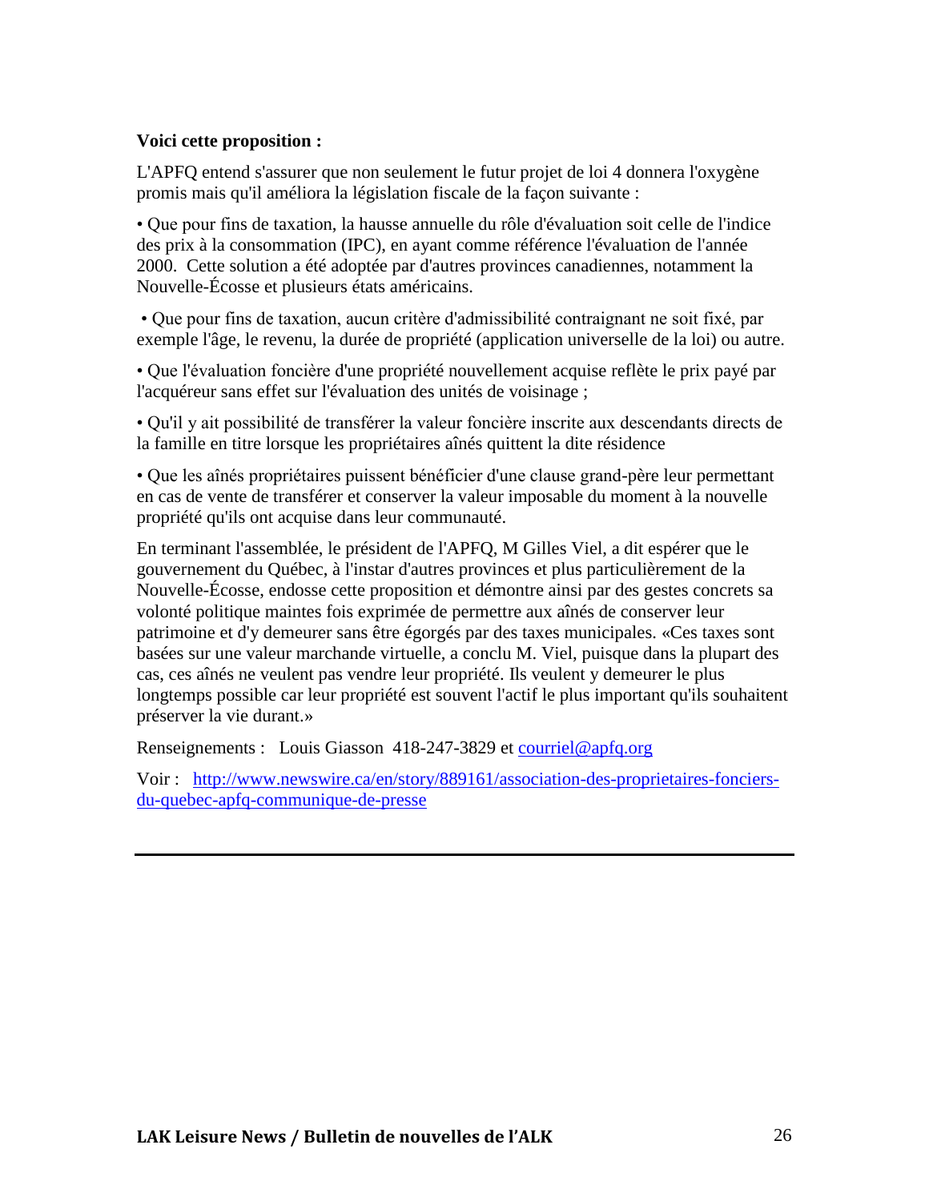**Voici cette proposition :**

L'APFQ entend s'assurer que non seulement le futur projet de loi 4 donnera l'oxygène promis mais qu'il améliora la législation fiscale de la façon suivante :

• Que pour fins de taxation, la hausse annuelle du rôle d'évaluation soit celle de l'indice des prix à la consommation (IPC), en ayant comme référence l'évaluation de l'année 2000. Cette solution a été adoptée par d'autres provinces canadiennes, notamment la Nouvelle-Écosse et plusieurs états américains.

• Que pour fins de taxation, aucun critère d'admissibilité contraignant ne soit fixé, par exemple l'âge, le revenu, la durée de propriété (application universelle de la loi) ou autre.

• Que l'évaluation foncière d'une propriété nouvellement acquise reflète le prix payé par l'acquéreur sans effet sur l'évaluation des unités de voisinage ;

• Qu'il y ait possibilité de transférer la valeur foncière inscrite aux descendants directs de la famille en titre lorsque les propriétaires aînés quittent la dite résidence

• Que les aînés propriétaires puissent bénéficier d'une clause grand-père leur permettant en cas de vente de transférer et conserver la valeur imposable du moment à la nouvelle propriété qu'ils ont acquise dans leur communauté.

En terminant l'assemblée, le président de l'APFQ, M Gilles Viel, a dit espérer que le gouvernement du Québec, à l'instar d'autres provinces et plus particulièrement de la Nouvelle-Écosse, endosse cette proposition et démontre ainsi par des gestes concrets sa volonté politique maintes fois exprimée de permettre aux aînés de conserver leur patrimoine et d'y demeurer sans être égorgés par des taxes municipales. «Ces taxes sont basées sur une valeur marchande virtuelle, a conclu M. Viel, puisque dans la plupart des cas, ces aînés ne veulent pas vendre leur propriété. Ils veulent y demeurer le plus longtemps possible car leur propriété est souvent l'actif le plus important qu'ils souhaitent préserver la vie durant.»

Renseignements : Louis Giasson 418-247-3829 et courriel@apfq.org

Voir : http://www.newswire.ca/en/story/889161/association-des-proprietaires-fonciers-du-quebec-apfq-communique-de-presse

---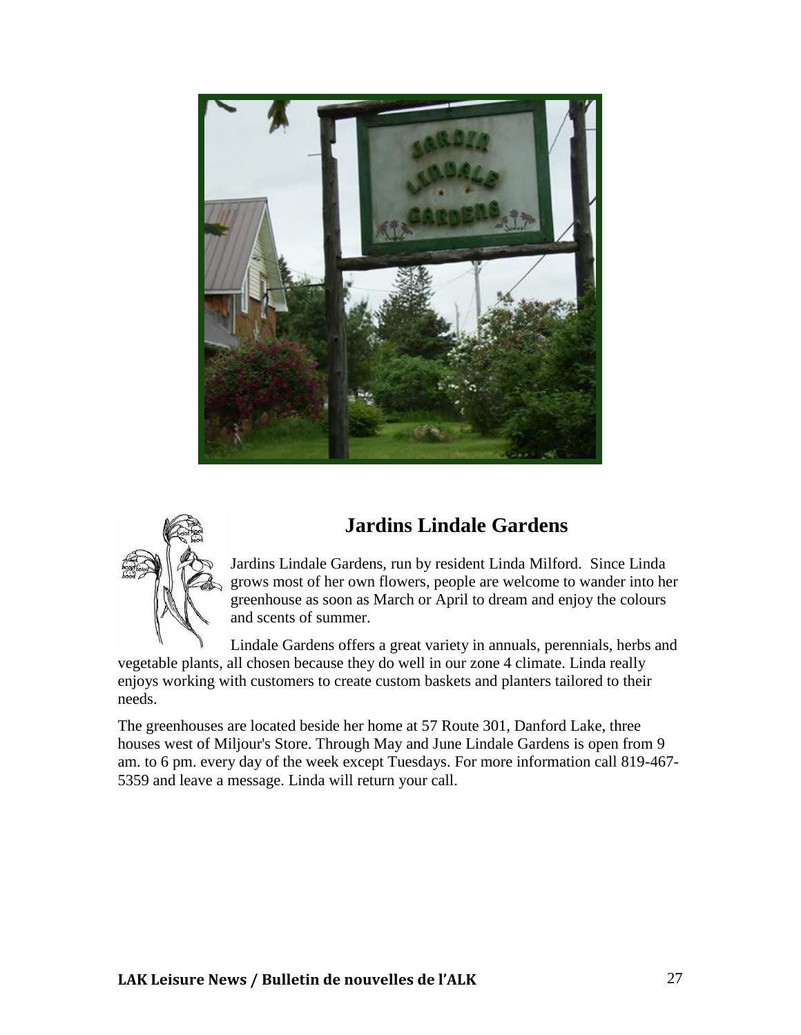## Jardins Lindale Gardens

Jardins Lindale Gardens, run by resident Linda Milford. Since Linda grows most of her own flowers, people are welcome to wander into her greenhouse as soon as March or April to dream and enjoy the colours and scents of summer.

Lindale Gardens offers a great variety in annuals, perennials, herbs and vegetable plants, all chosen because they do well in our zone 4 climate. Linda really enjoys working with customers to create custom baskets and planters tailored to their needs.

The greenhouses are located beside her home at 57 Route 301, Danford Lake, three houses west of Miljour's Store. Through May and June Lindale Gardens is open from 9 am. to 6 pm. every day of the week except Tuesdays. For more information call 819-467-5359 and leave a message. Linda will return your call.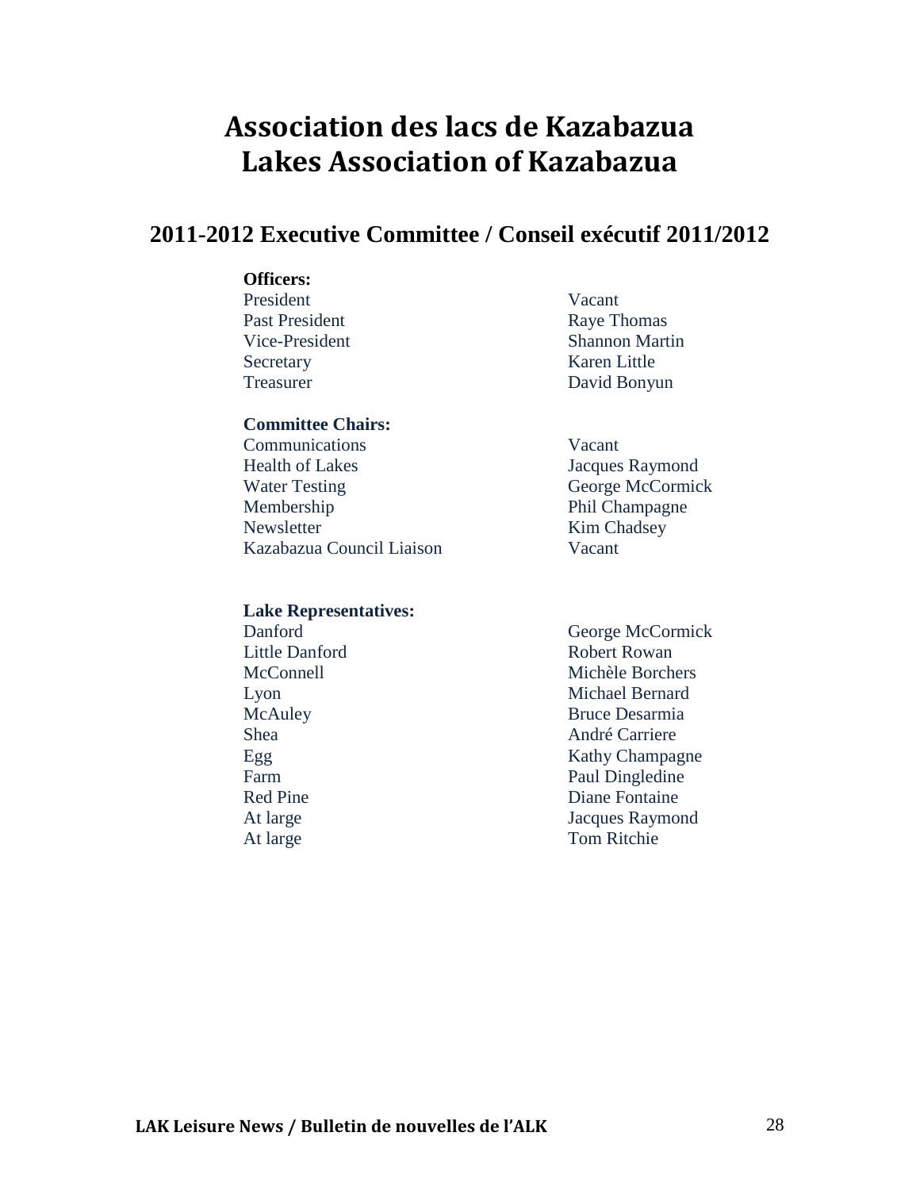# Association des lacs de Kazabazua
# Lakes Association of Kazabazua

## 2011-2012 Executive Committee / Conseil exécutif 2011/2012

**Officers:**

| | |
|---|---|
| President | Vacant |
| Past President | Raye Thomas |
| Vice-President | Shannon Martin |
| Secretary | Karen Little |
| Treasurer | David Bonyun |

**Committee Chairs:**

| | |
|---|---|
| Communications | Vacant |
| Health of Lakes | Jacques Raymond |
| Water Testing | George McCormick |
| Membership | Phil Champagne |
| Newsletter | Kim Chadsey |
| Kazabazua Council Liaison | Vacant |

**Lake Representatives:**

| | |
|---|---|
| Danford | George McCormick |
| Little Danford | Robert Rowan |
| McConnell | Michèle Borchers |
| Lyon | Michael Bernard |
| McAuley | Bruce Desarmia |
| Shea | André Carriere |
| Egg | Kathy Champagne |
| Farm | Paul Dingledine |
| Red Pine | Diane Fontaine |
| At large | Jacques Raymond |
| At large | Tom Ritchie |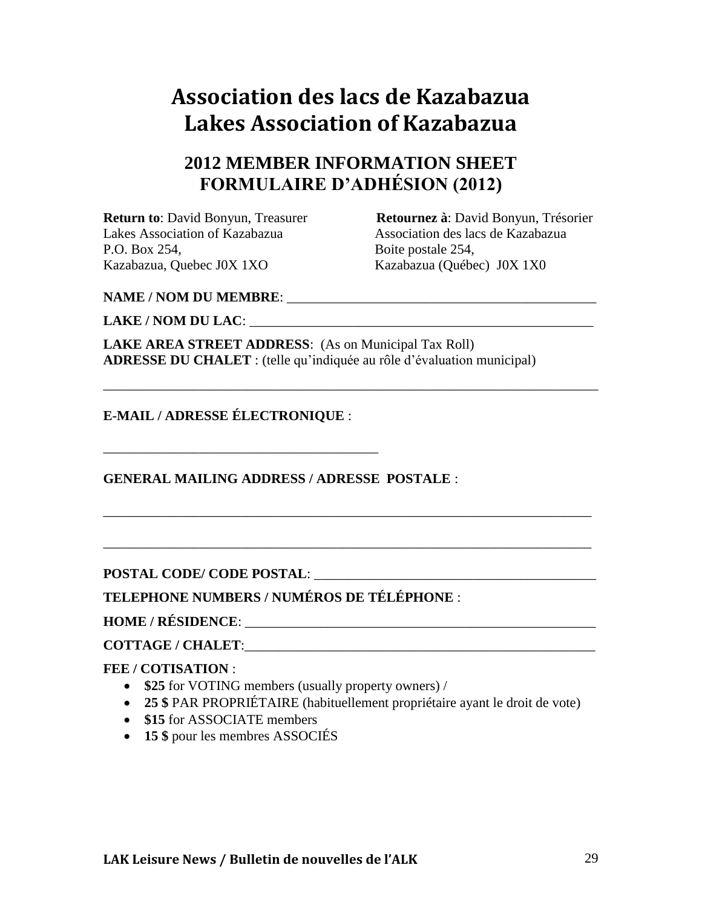# Association des lacs de Kazabazua
# Lakes Association of Kazabazua

## 2012 MEMBER INFORMATION SHEET
## FORMULAIRE D'ADHÉSION (2012)

**Return to**: David Bonyun, Treasurer
Lakes Association of Kazabazua
P.O. Box 254,
Kazabazua, Quebec J0X 1XO

**Retournez à**: David Bonyun, Trésorier
Association des lacs de Kazabazua
Boite postale 254,
Kazabazua (Québec) J0X 1X0

**NAME / NOM DU MEMBRE**: _______________________________________________

**LAKE / NOM DU LAC**: ___________________________________________________

**LAKE AREA STREET ADDRESS**: (As on Municipal Tax Roll)
**ADRESSE DU CHALET** : (telle qu'indiquée au rôle d'évaluation municipal)

_________________________________________________________________________

**E-MAIL / ADRESSE ÉLECTRONIQUE** :

________________________________________

**GENERAL MAILING ADDRESS / ADRESSE POSTALE** :

_________________________________________________________________________

_________________________________________________________________________

**POSTAL CODE/ CODE POSTAL**: ________________________________________

**TELEPHONE NUMBERS / NUMÉROS DE TÉLÉPHONE** :

**HOME / RÉSIDENCE**: ___________________________________________________

**COTTAGE / CHALET**:___________________________________________________

**FEE / COTISATION** :

- **$25** for VOTING members (usually property owners) /
- **25 $** PAR PROPRIÉTAIRE (habituellement propriétaire ayant le droit de vote)
- **$15** for ASSOCIATE members
- **15 $** pour les membres ASSOCIÉS